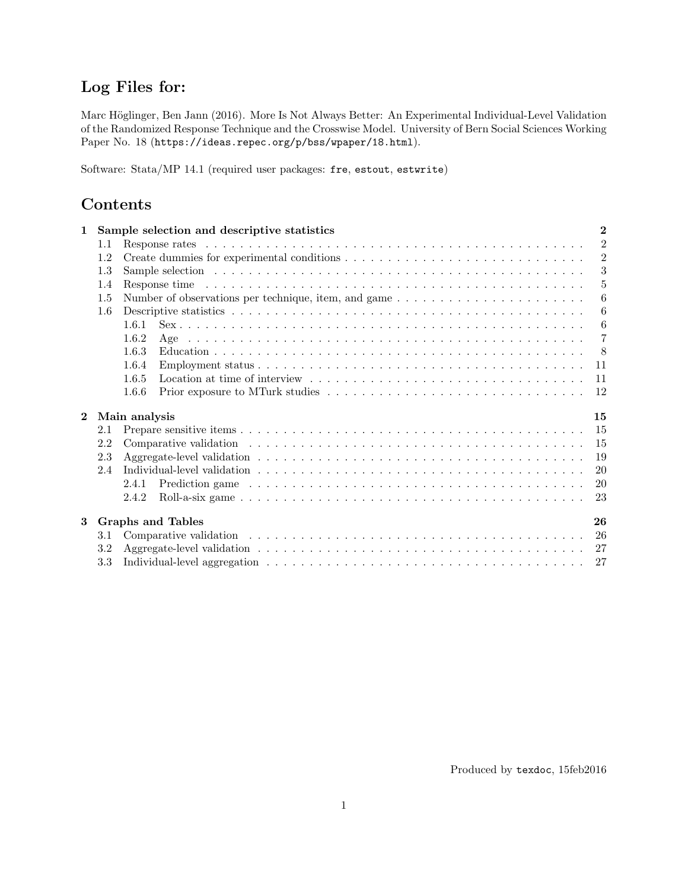# Log Files for:

Marc Höglinger, Ben Jann (2016). More Is Not Always Better: An Experimental Individual-Level Validation of the Randomized Response Technique and the Crosswise Model. University of Bern Social Sciences Working Paper No. 18 (`https://ideas.repec.org/p/bss/wpaper/18.html`).

Software: Stata/MP 14.1 (required user packages: `fre`, `estout`, `estwrite`)

## Contents

- **1 Sample selection and descriptive statistics** — **2**
  - 1.1 Response rates — 2
  - 1.2 Create dummies for experimental conditions — 2
  - 1.3 Sample selection — 3
  - 1.4 Response time — 5
  - 1.5 Number of observations per technique, item, and game — 6
  - 1.6 Descriptive statistics — 6
    - 1.6.1 Sex — 6
    - 1.6.2 Age — 7
    - 1.6.3 Education — 8
    - 1.6.4 Employment status — 11
    - 1.6.5 Location at time of interview — 11
    - 1.6.6 Prior exposure to MTurk studies — 12
- **2 Main analysis** — **15**
  - 2.1 Prepare sensitive items — 15
  - 2.2 Comparative validation — 15
  - 2.3 Aggregate-level validation — 19
  - 2.4 Individual-level validation — 20
    - 2.4.1 Prediction game — 20
    - 2.4.2 Roll-a-six game — 23
- **3 Graphs and Tables** — **26**
  - 3.1 Comparative validation — 26
  - 3.2 Aggregate-level validation — 27
  - 3.3 Individual-level aggregation — 27

Produced by `texdoc`, 15feb2016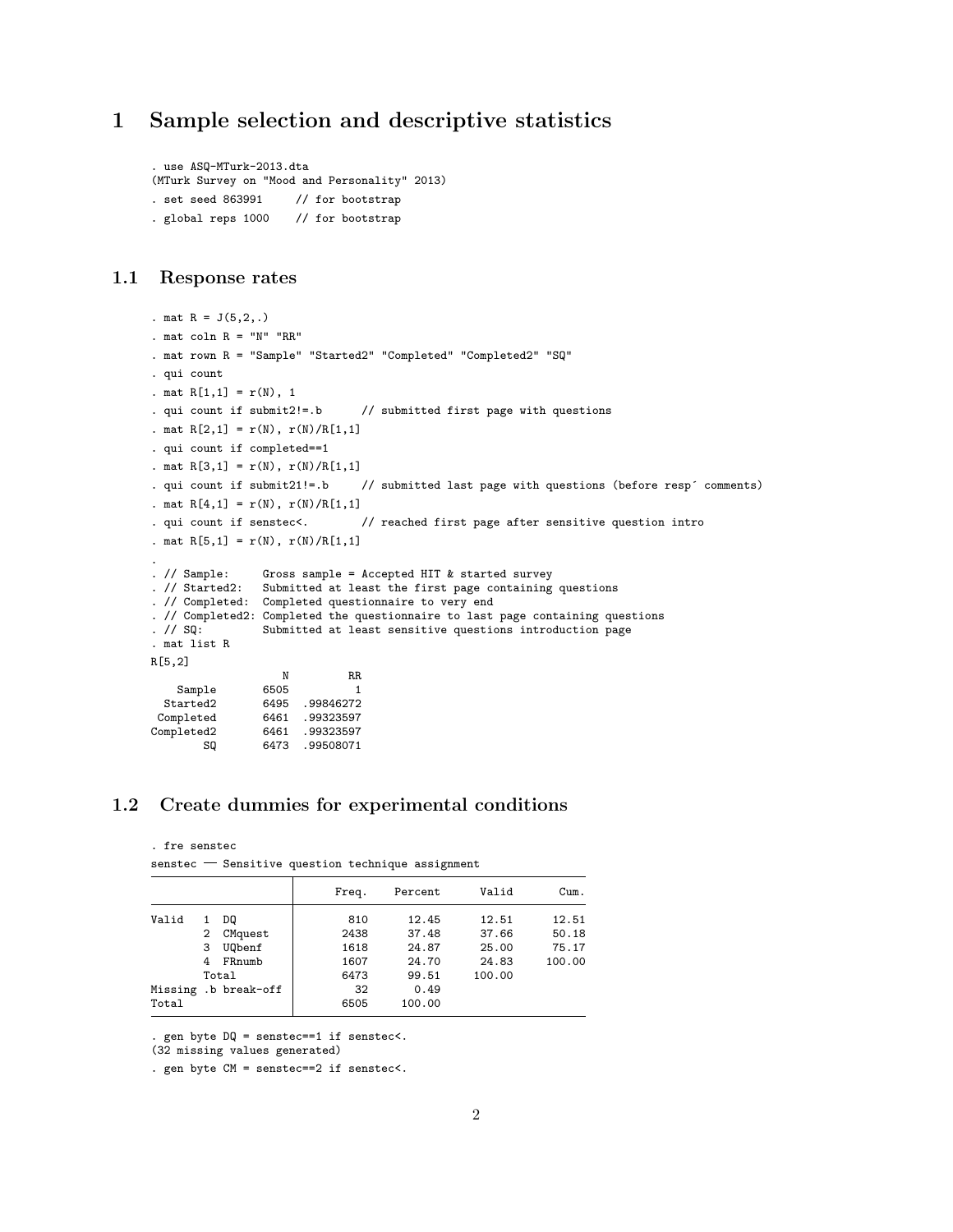# 1 Sample selection and descriptive statistics

```
. use ASQ-MTurk-2013.dta
(MTurk Survey on "Mood and Personality" 2013)
. set seed 863991     // for bootstrap
. global reps 1000    // for bootstrap
```

## 1.1 Response rates

```
. mat R = J(5,2,.)
. mat coln R = "N" "RR"
. mat rown R = "Sample" "Started2" "Completed" "Completed2" "SQ"
. qui count
. mat R[1,1] = r(N), 1
. qui count if submit2!=.b      // submitted first page with questions
. mat R[2,1] = r(N), r(N)/R[1,1]
. qui count if completed==1
. mat R[3,1] = r(N), r(N)/R[1,1]
. qui count if submit21!=.b     // submitted last page with questions (before resp´ comments)
. mat R[4,1] = r(N), r(N)/R[1,1]
. qui count if senstec<.        // reached first page after sensitive question intro
. mat R[5,1] = r(N), r(N)/R[1,1]
.
. // Sample:     Gross sample = Accepted HIT & started survey
. // Started2:   Submitted at least the first page containing questions
. // Completed:  Completed questionnaire to very end
. // Completed2: Completed the questionnaire to last page containing questions
. // SQ:         Submitted at least sensitive questions introduction page
. mat list R
R[5,2]
                N         RR
    Sample   6505          1
  Started2   6495  .99846272
 Completed   6461  .99323597
Completed2   6461  .99323597
        SQ   6473  .99508071
```

## 1.2 Create dummies for experimental conditions

```
. fre senstec
```

senstec — Sensitive question technique assignment

| | Freq. | Percent | Valid | Cum. |
|---|---|---|---|---|
| Valid 1 DQ | 810 | 12.45 | 12.51 | 12.51 |
| 2 CMquest | 2438 | 37.48 | 37.66 | 50.18 |
| 3 UQbenf | 1618 | 24.87 | 25.00 | 75.17 |
| 4 FRnumb | 1607 | 24.70 | 24.83 | 100.00 |
| Total | 6473 | 99.51 | 100.00 | |
| Missing .b break-off | 32 | 0.49 | | |
| Total | 6505 | 100.00 | | |

```
. gen byte DQ = senstec==1 if senstec<.
(32 missing values generated)
. gen byte CM = senstec==2 if senstec<.
```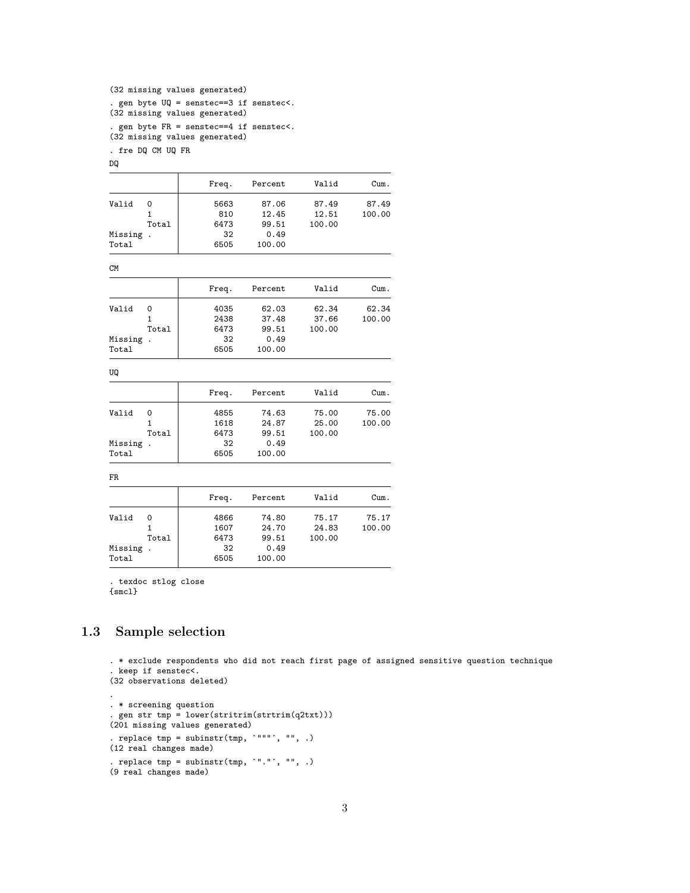```
(32 missing values generated)
. gen byte UQ = senstec==3 if senstec<.
(32 missing values generated)
. gen byte FR = senstec==4 if senstec<.
(32 missing values generated)
. fre DQ CM UQ FR
```

DQ

| | | Freq. | Percent | Valid | Cum. |
|---|---|---|---|---|---|
| Valid | 0 | 5663 | 87.06 | 87.49 | 87.49 |
| | 1 | 810 | 12.45 | 12.51 | 100.00 |
| | Total | 6473 | 99.51 | 100.00 | |
| Missing | . | 32 | 0.49 | | |
| Total | | 6505 | 100.00 | | |

CM

| | | Freq. | Percent | Valid | Cum. |
|---|---|---|---|---|---|
| Valid | 0 | 4035 | 62.03 | 62.34 | 62.34 |
| | 1 | 2438 | 37.48 | 37.66 | 100.00 |
| | Total | 6473 | 99.51 | 100.00 | |
| Missing | . | 32 | 0.49 | | |
| Total | | 6505 | 100.00 | | |

UQ

| | | Freq. | Percent | Valid | Cum. |
|---|---|---|---|---|---|
| Valid | 0 | 4855 | 74.63 | 75.00 | 75.00 |
| | 1 | 1618 | 24.87 | 25.00 | 100.00 |
| | Total | 6473 | 99.51 | 100.00 | |
| Missing | . | 32 | 0.49 | | |
| Total | | 6505 | 100.00 | | |

FR

| | | Freq. | Percent | Valid | Cum. |
|---|---|---|---|---|---|
| Valid | 0 | 4866 | 74.80 | 75.17 | 75.17 |
| | 1 | 1607 | 24.70 | 24.83 | 100.00 |
| | Total | 6473 | 99.51 | 100.00 | |
| Missing | . | 32 | 0.49 | | |
| Total | | 6505 | 100.00 | | |

```
. texdoc stlog close
{smcl}
```

## 1.3 Sample selection

```
. * exclude respondents who did not reach first page of assigned sensitive question technique
. keep if senstec<.
(32 observations deleted)

.
. * screening question
. gen str tmp = lower(stritrim(strtrim(q2txt)))
(201 missing values generated)
. replace tmp = subinstr(tmp, `"""´, "", .)
(12 real changes made)
. replace tmp = subinstr(tmp, `"."´, "", .)
(9 real changes made)
```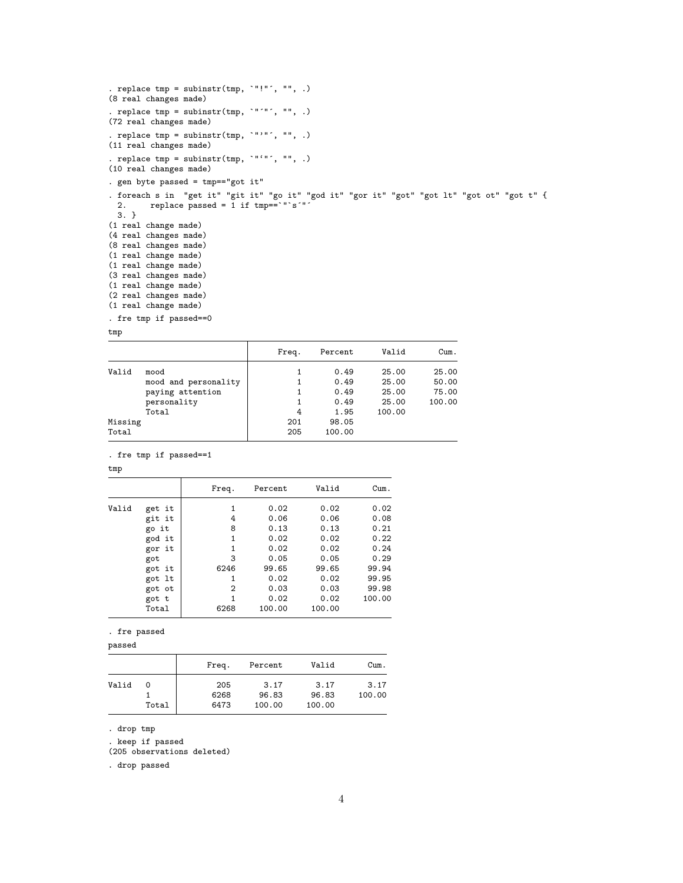```
. replace tmp = subinstr(tmp, `"!"´, "", .)
(8 real changes made)

. replace tmp = subinstr(tmp, `"´"´, "", .)
(72 real changes made)

. replace tmp = subinstr(tmp, `"’"´, "", .)
(11 real changes made)

. replace tmp = subinstr(tmp, `"‘"´, "", .)
(10 real changes made)

. gen byte passed = tmp=="got it"

. foreach s in  "get it" "git it" "go it" "god it" "gor it" "got" "got lt" "got ot" "got t" {
  2.     replace passed = 1 if tmp==`"`s´"´
  3. }
(1 real change made)
(4 real changes made)
(8 real changes made)
(1 real change made)
(1 real change made)
(3 real changes made)
(1 real change made)
(2 real changes made)
(1 real change made)

. fre tmp if passed==0
```

tmp

| | | Freq. | Percent | Valid | Cum. |
|---|---|---|---|---|---|
| Valid | mood | 1 | 0.49 | 25.00 | 25.00 |
| | mood and personality | 1 | 0.49 | 25.00 | 50.00 |
| | paying attention | 1 | 0.49 | 25.00 | 75.00 |
| | personality | 1 | 0.49 | 25.00 | 100.00 |
| | Total | 4 | 1.95 | 100.00 | |
| Missing | | 201 | 98.05 | | |
| Total | | 205 | 100.00 | | |

```
. fre tmp if passed==1
```

tmp

| | | Freq. | Percent | Valid | Cum. |
|---|---|---|---|---|---|
| Valid | get it | 1 | 0.02 | 0.02 | 0.02 |
| | git it | 4 | 0.06 | 0.06 | 0.08 |
| | go it | 8 | 0.13 | 0.13 | 0.21 |
| | god it | 1 | 0.02 | 0.02 | 0.22 |
| | gor it | 1 | 0.02 | 0.02 | 0.24 |
| | got | 3 | 0.05 | 0.05 | 0.29 |
| | got it | 6246 | 99.65 | 99.65 | 99.94 |
| | got lt | 1 | 0.02 | 0.02 | 99.95 |
| | got ot | 2 | 0.03 | 0.03 | 99.98 |
| | got t | 1 | 0.02 | 0.02 | 100.00 |
| | Total | 6268 | 100.00 | 100.00 | |

```
. fre passed
```

passed

| | | Freq. | Percent | Valid | Cum. |
|---|---|---|---|---|---|
| Valid | 0 | 205 | 3.17 | 3.17 | 3.17 |
| | 1 | 6268 | 96.83 | 96.83 | 100.00 |
| | Total | 6473 | 100.00 | 100.00 | |

```
. drop tmp

. keep if passed
(205 observations deleted)

. drop passed
```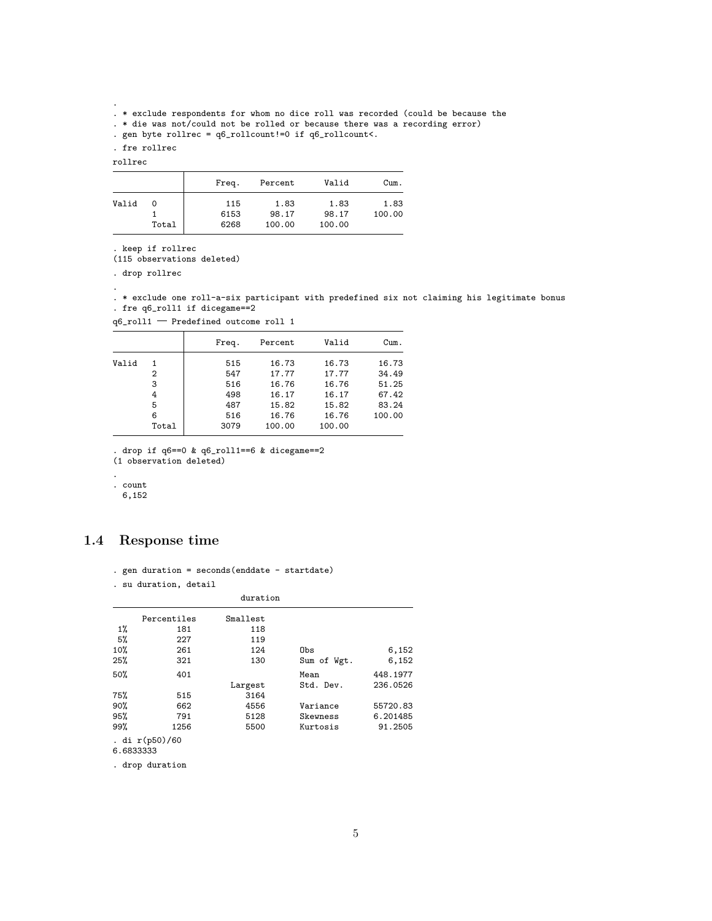```
.
. * exclude respondents for whom no dice roll was recorded (could be because the
. * die was not/could not be rolled or because there was a recording error)
. gen byte rollrec = q6_rollcount!=0 if q6_rollcount<.

. fre rollrec

rollrec
```

|  |  | Freq. | Percent | Valid | Cum. |
|---|---|---|---|---|---|
| Valid | 0 | 115 | 1.83 | 1.83 | 1.83 |
|  | 1 | 6153 | 98.17 | 98.17 | 100.00 |
|  | Total | 6268 | 100.00 | 100.00 |  |

```
. keep if rollrec
(115 observations deleted)

. drop rollrec

.
. * exclude one roll-a-six participant with predefined six not claiming his legitimate bonus
. fre q6_roll1 if dicegame==2

q6_roll1 — Predefined outcome roll 1
```

|  |  | Freq. | Percent | Valid | Cum. |
|---|---|---|---|---|---|
| Valid | 1 | 515 | 16.73 | 16.73 | 16.73 |
|  | 2 | 547 | 17.77 | 17.77 | 34.49 |
|  | 3 | 516 | 16.76 | 16.76 | 51.25 |
|  | 4 | 498 | 16.17 | 16.17 | 67.42 |
|  | 5 | 487 | 15.82 | 15.82 | 83.24 |
|  | 6 | 516 | 16.76 | 16.76 | 100.00 |
|  | Total | 3079 | 100.00 | 100.00 |  |

```
. drop if q6==0 & q6_roll1==6 & dicegame==2
(1 observation deleted)

.
. count
  6,152
```

## 1.4 Response time

```
. gen duration = seconds(enddate - startdate)

. su duration, detail

                          duration
-------------------------------------------------------------
      Percentiles      Smallest
 1%          181            118
 5%          227            119
10%          261            124       Obs               6,152
25%          321            130       Sum of Wgt.       6,152

50%          401                      Mean           448.1977
                        Largest       Std. Dev.      236.0526
75%          515           3164
90%          662           4556       Variance       55720.83
95%          791           5128       Skewness       6.201485
99%         1256           5500       Kurtosis        91.2505

. di r(p50)/60
6.6833333

. drop duration
```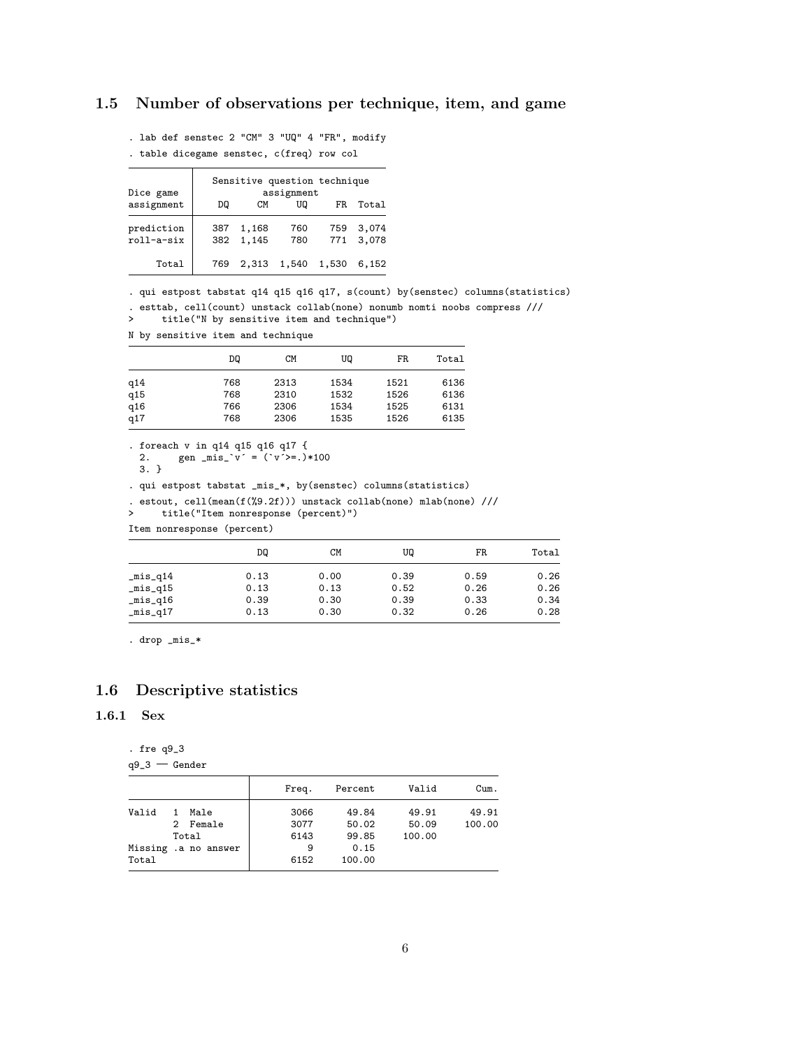## 1.5 Number of observations per technique, item, and game

```
. lab def senstec 2 "CM" 3 "UQ" 4 "FR", modify
. table dicegame senstec, c(freq) row col
```

| Dice game assignment | Sensitive question technique assignment DQ | CM | UQ | FR | Total |
|---|---|---|---|---|---|
| prediction | 387 | 1,168 | 760 | 759 | 3,074 |
| roll-a-six | 382 | 1,145 | 780 | 771 | 3,078 |
| Total | 769 | 2,313 | 1,540 | 1,530 | 6,152 |

```
. qui estpost tabstat q14 q15 q16 q17, s(count) by(senstec) columns(statistics)
. esttab, cell(count) unstack collab(none) nonumb nomti noobs compress ///
>     title("N by sensitive item and technique")
```

N by sensitive item and technique

| | DQ | CM | UQ | FR | Total |
|---|---|---|---|---|---|
| q14 | 768 | 2313 | 1534 | 1521 | 6136 |
| q15 | 768 | 2310 | 1532 | 1526 | 6136 |
| q16 | 766 | 2306 | 1534 | 1525 | 6131 |
| q17 | 768 | 2306 | 1535 | 1526 | 6135 |

```
. foreach v in q14 q15 q16 q17 {
  2.     gen _mis_`v´ = (`v´>=.)*100
  3. }
. qui estpost tabstat _mis_*, by(senstec) columns(statistics)
. estout, cell(mean(f(%9.2f))) unstack collab(none) mlab(none) ///
>     title("Item nonresponse (percent)")
```

Item nonresponse (percent)

| | DQ | CM | UQ | FR | Total |
|---|---|---|---|---|---|
| _mis_q14 | 0.13 | 0.00 | 0.39 | 0.59 | 0.26 |
| _mis_q15 | 0.13 | 0.13 | 0.52 | 0.26 | 0.26 |
| _mis_q16 | 0.39 | 0.30 | 0.39 | 0.33 | 0.34 |
| _mis_q17 | 0.13 | 0.30 | 0.32 | 0.26 | 0.28 |

```
. drop _mis_*
```

## 1.6 Descriptive statistics

### 1.6.1 Sex

```
. fre q9_3
```

q9_3 — Gender

| | Freq. | Percent | Valid | Cum. |
|---|---|---|---|---|
| Valid 1 Male | 3066 | 49.84 | 49.91 | 49.91 |
| 2 Female | 3077 | 50.02 | 50.09 | 100.00 |
| Total | 6143 | 99.85 | 100.00 | |
| Missing .a no answer | 9 | 0.15 | | |
| Total | 6152 | 100.00 | | |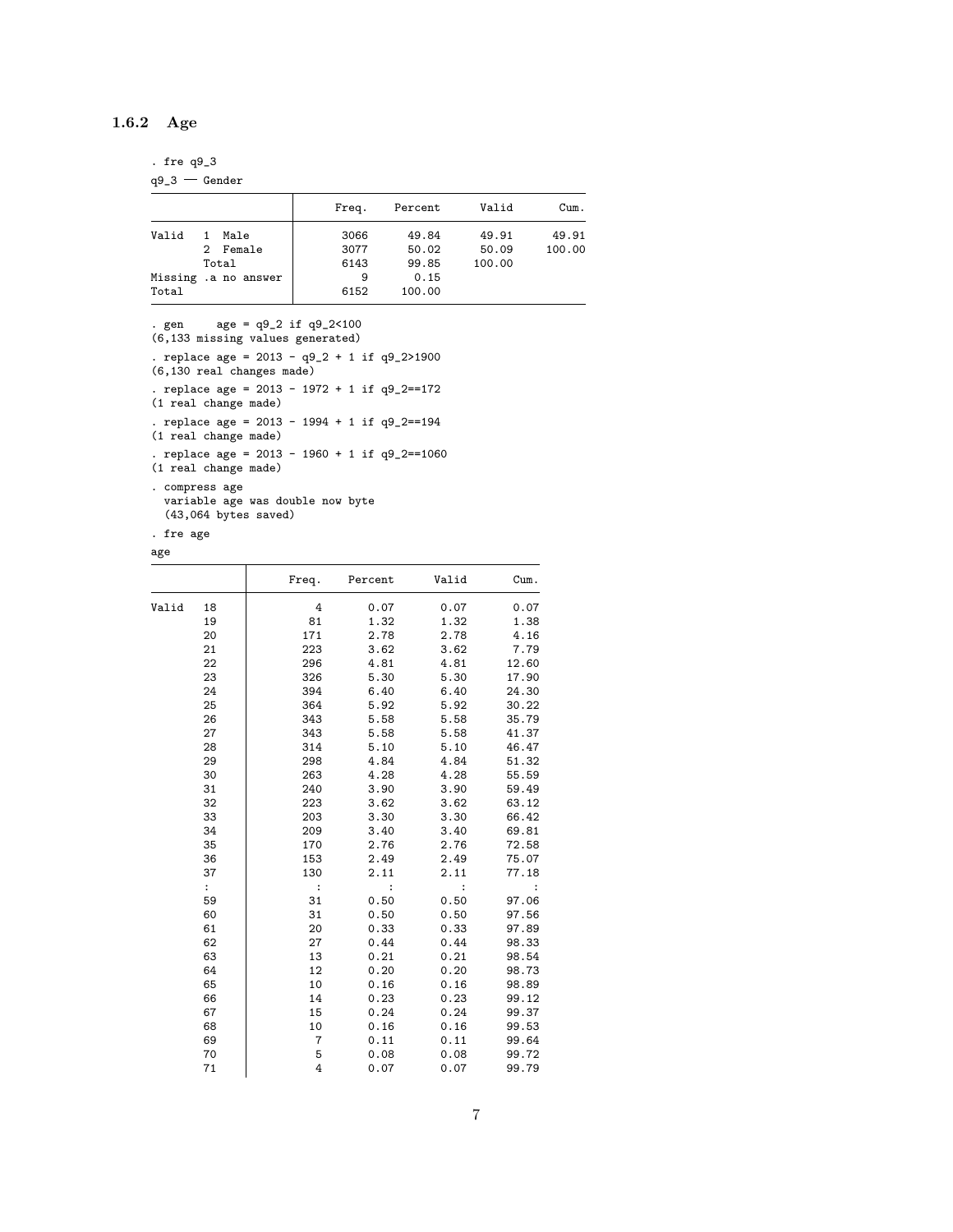### 1.6.2 Age

```
. fre q9_3
```

q9_3 — Gender

| | | Freq. | Percent | Valid | Cum. |
|---|---|---|---|---|---|
| Valid | 1 Male | 3066 | 49.84 | 49.91 | 49.91 |
| | 2 Female | 3077 | 50.02 | 50.09 | 100.00 |
| | Total | 6143 | 99.85 | 100.00 | |
| Missing | .a no answer | 9 | 0.15 | | |
| Total | | 6152 | 100.00 | | |

```
. gen     age = q9_2 if q9_2<100
(6,133 missing values generated)

. replace age = 2013 - q9_2 + 1 if q9_2>1900
(6,130 real changes made)

. replace age = 2013 - 1972 + 1 if q9_2==172
(1 real change made)

. replace age = 2013 - 1994 + 1 if q9_2==194
(1 real change made)

. replace age = 2013 - 1960 + 1 if q9_2==1060
(1 real change made)

. compress age
  variable age was double now byte
  (43,064 bytes saved)

. fre age
```

age

| | | Freq. | Percent | Valid | Cum. |
|---|---|---|---|---|---|
| Valid | 18 | 4 | 0.07 | 0.07 | 0.07 |
| | 19 | 81 | 1.32 | 1.32 | 1.38 |
| | 20 | 171 | 2.78 | 2.78 | 4.16 |
| | 21 | 223 | 3.62 | 3.62 | 7.79 |
| | 22 | 296 | 4.81 | 4.81 | 12.60 |
| | 23 | 326 | 5.30 | 5.30 | 17.90 |
| | 24 | 394 | 6.40 | 6.40 | 24.30 |
| | 25 | 364 | 5.92 | 5.92 | 30.22 |
| | 26 | 343 | 5.58 | 5.58 | 35.79 |
| | 27 | 343 | 5.58 | 5.58 | 41.37 |
| | 28 | 314 | 5.10 | 5.10 | 46.47 |
| | 29 | 298 | 4.84 | 4.84 | 51.32 |
| | 30 | 263 | 4.28 | 4.28 | 55.59 |
| | 31 | 240 | 3.90 | 3.90 | 59.49 |
| | 32 | 223 | 3.62 | 3.62 | 63.12 |
| | 33 | 203 | 3.30 | 3.30 | 66.42 |
| | 34 | 209 | 3.40 | 3.40 | 69.81 |
| | 35 | 170 | 2.76 | 2.76 | 72.58 |
| | 36 | 153 | 2.49 | 2.49 | 75.07 |
| | 37 | 130 | 2.11 | 2.11 | 77.18 |
| | : | : | : | : | : |
| | 59 | 31 | 0.50 | 0.50 | 97.06 |
| | 60 | 31 | 0.50 | 0.50 | 97.56 |
| | 61 | 20 | 0.33 | 0.33 | 97.89 |
| | 62 | 27 | 0.44 | 0.44 | 98.33 |
| | 63 | 13 | 0.21 | 0.21 | 98.54 |
| | 64 | 12 | 0.20 | 0.20 | 98.73 |
| | 65 | 10 | 0.16 | 0.16 | 98.89 |
| | 66 | 14 | 0.23 | 0.23 | 99.12 |
| | 67 | 15 | 0.24 | 0.24 | 99.37 |
| | 68 | 10 | 0.16 | 0.16 | 99.53 |
| | 69 | 7 | 0.11 | 0.11 | 99.64 |
| | 70 | 5 | 0.08 | 0.08 | 99.72 |
| | 71 | 4 | 0.07 | 0.07 | 99.79 |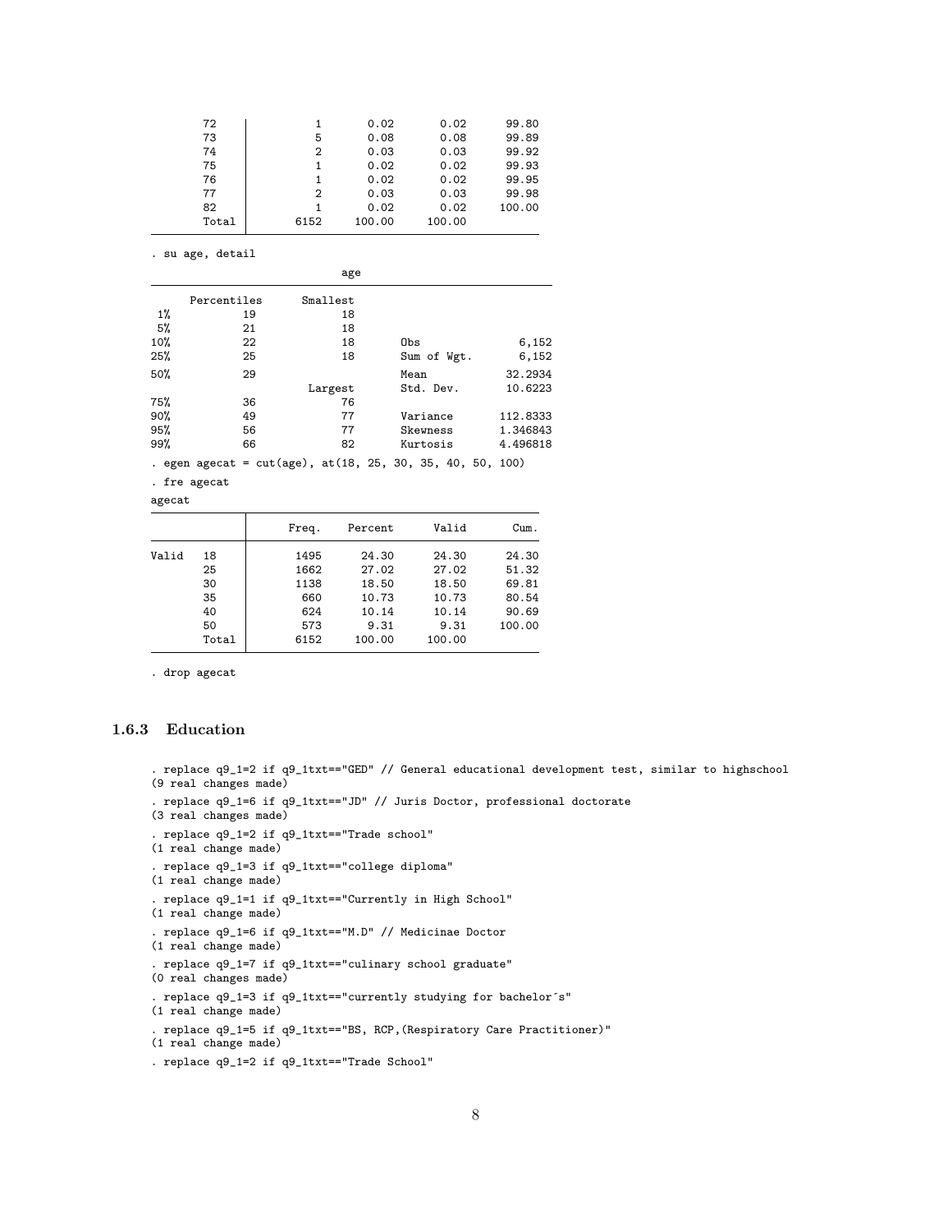```
       72 |          1        0.02        0.02       99.80
       73 |          5        0.08        0.08       99.89
       74 |          2        0.03        0.03       99.92
       75 |          1        0.02        0.02       99.93
       76 |          1        0.02        0.02       99.95
       77 |          2        0.03        0.03       99.98
       82 |          1        0.02        0.02      100.00
    Total |       6152      100.00      100.00
```

```
. su age, detail

                             age
-------------------------------------------------------------
      Percentiles      Smallest
 1%           19             18
 5%           21             18
10%           22             18       Obs               6,152
25%           25             18       Sum of Wgt.       6,152

50%           29                      Mean            32.2934
                        Largest       Std. Dev.       10.6223
75%           36             76
90%           49             77       Variance       112.8333
95%           56             77       Skewness       1.346843
99%           66             82       Kurtosis       4.496818

. egen agecat = cut(age), at(18, 25, 30, 35, 40, 50, 100)

. fre agecat

agecat
-----------------------------------------------------------
              |      Freq.    Percent      Valid       Cum.
--------------+--------------------------------------------
Valid   18    |       1495      24.30      24.30      24.30
        25    |       1662      27.02      27.02      51.32
        30    |       1138      18.50      18.50      69.81
        35    |        660      10.73      10.73      80.54
        40    |        624      10.14      10.14      90.69
        50    |        573       9.31       9.31     100.00
        Total |       6152     100.00     100.00
-----------------------------------------------------------

. drop agecat
```

### 1.6.3 Education

```
. replace q9_1=2 if q9_1txt=="GED" // General educational development test, similar to highschool
(9 real changes made)

. replace q9_1=6 if q9_1txt=="JD" // Juris Doctor, professional doctorate
(3 real changes made)

. replace q9_1=2 if q9_1txt=="Trade school"
(1 real change made)

. replace q9_1=3 if q9_1txt=="college diploma"
(1 real change made)

. replace q9_1=1 if q9_1txt=="Currently in High School"
(1 real change made)

. replace q9_1=6 if q9_1txt=="M.D" // Medicinae Doctor
(1 real change made)

. replace q9_1=7 if q9_1txt=="culinary school graduate"
(0 real changes made)

. replace q9_1=3 if q9_1txt=="currently studying for bachelor´s"
(1 real change made)

. replace q9_1=5 if q9_1txt=="BS, RCP,(Respiratory Care Practitioner)"
(1 real change made)

. replace q9_1=2 if q9_1txt=="Trade School"
```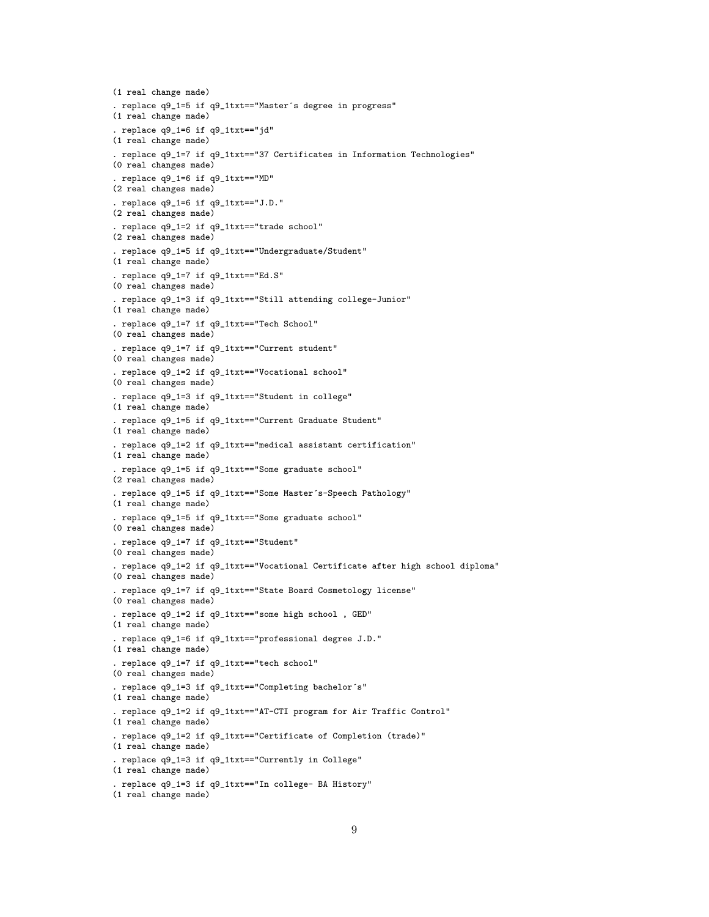```
(1 real change made)
. replace q9_1=5 if q9_1txt=="Master´s degree in progress"
(1 real change made)
. replace q9_1=6 if q9_1txt=="jd"
(1 real change made)
. replace q9_1=7 if q9_1txt=="37 Certificates in Information Technologies"
(0 real changes made)
. replace q9_1=6 if q9_1txt=="MD"
(2 real changes made)
. replace q9_1=6 if q9_1txt=="J.D."
(2 real changes made)
. replace q9_1=2 if q9_1txt=="trade school"
(2 real changes made)
. replace q9_1=5 if q9_1txt=="Undergraduate/Student"
(1 real change made)
. replace q9_1=7 if q9_1txt=="Ed.S"
(0 real changes made)
. replace q9_1=3 if q9_1txt=="Still attending college-Junior"
(1 real change made)
. replace q9_1=7 if q9_1txt=="Tech School"
(0 real changes made)
. replace q9_1=7 if q9_1txt=="Current student"
(0 real changes made)
. replace q9_1=2 if q9_1txt=="Vocational school"
(0 real changes made)
. replace q9_1=3 if q9_1txt=="Student in college"
(1 real change made)
. replace q9_1=5 if q9_1txt=="Current Graduate Student"
(1 real change made)
. replace q9_1=2 if q9_1txt=="medical assistant certification"
(1 real change made)
. replace q9_1=5 if q9_1txt=="Some graduate school"
(2 real changes made)
. replace q9_1=5 if q9_1txt=="Some Master´s-Speech Pathology"
(1 real change made)
. replace q9_1=5 if q9_1txt=="Some graduate school"
(0 real changes made)
. replace q9_1=7 if q9_1txt=="Student"
(0 real changes made)
. replace q9_1=2 if q9_1txt=="Vocational Certificate after high school diploma"
(0 real changes made)
. replace q9_1=7 if q9_1txt=="State Board Cosmetology license"
(0 real changes made)
. replace q9_1=2 if q9_1txt=="some high school , GED"
(1 real change made)
. replace q9_1=6 if q9_1txt=="professional degree J.D."
(1 real change made)
. replace q9_1=7 if q9_1txt=="tech school"
(0 real changes made)
. replace q9_1=3 if q9_1txt=="Completing bachelor´s"
(1 real change made)
. replace q9_1=2 if q9_1txt=="AT-CTI program for Air Traffic Control"
(1 real change made)
. replace q9_1=2 if q9_1txt=="Certificate of Completion (trade)"
(1 real change made)
. replace q9_1=3 if q9_1txt=="Currently in College"
(1 real change made)
. replace q9_1=3 if q9_1txt=="In college- BA History"
(1 real change made)
```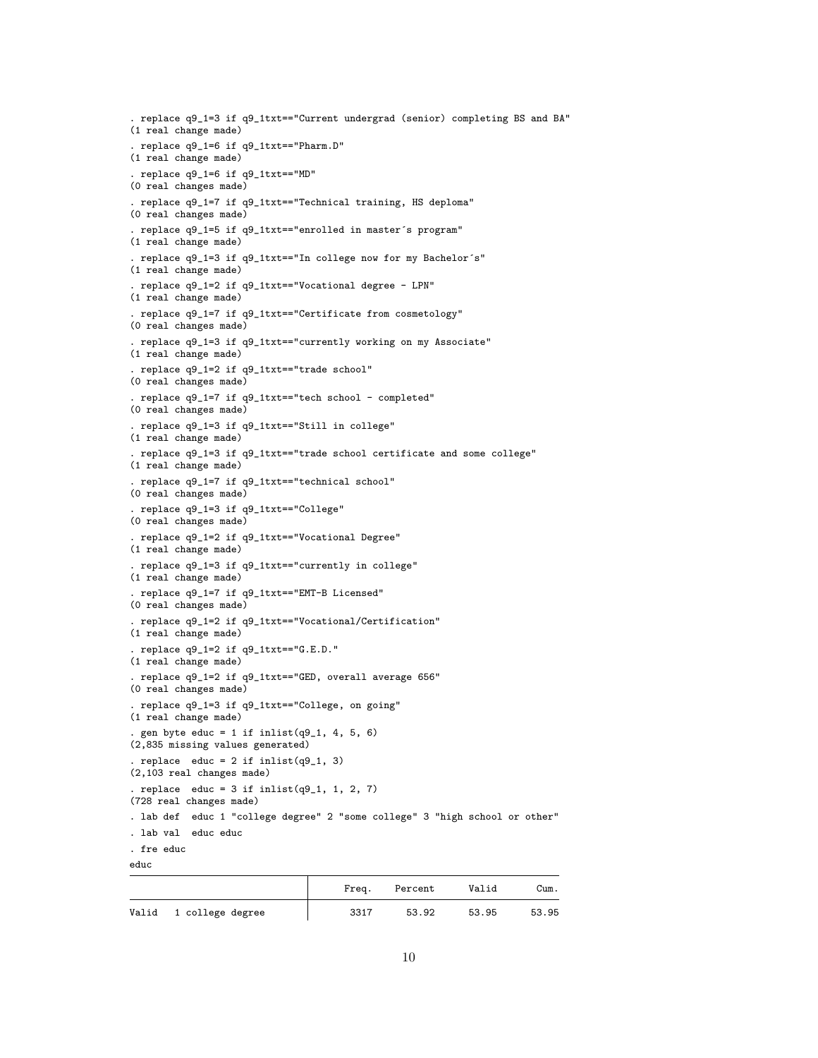```
. replace q9_1=3 if q9_1txt=="Current undergrad (senior) completing BS and BA"
(1 real change made)
. replace q9_1=6 if q9_1txt=="Pharm.D"
(1 real change made)
. replace q9_1=6 if q9_1txt=="MD"
(0 real changes made)
. replace q9_1=7 if q9_1txt=="Technical training, HS deploma"
(0 real changes made)
. replace q9_1=5 if q9_1txt=="enrolled in master´s program"
(1 real change made)
. replace q9_1=3 if q9_1txt=="In college now for my Bachelor´s"
(1 real change made)
. replace q9_1=2 if q9_1txt=="Vocational degree - LPN"
(1 real change made)
. replace q9_1=7 if q9_1txt=="Certificate from cosmetology"
(0 real changes made)
. replace q9_1=3 if q9_1txt=="currently working on my Associate"
(1 real change made)
. replace q9_1=2 if q9_1txt=="trade school"
(0 real changes made)
. replace q9_1=7 if q9_1txt=="tech school - completed"
(0 real changes made)
. replace q9_1=3 if q9_1txt=="Still in college"
(1 real change made)
. replace q9_1=3 if q9_1txt=="trade school certificate and some college"
(1 real change made)
. replace q9_1=7 if q9_1txt=="technical school"
(0 real changes made)
. replace q9_1=3 if q9_1txt=="College"
(0 real changes made)
. replace q9_1=2 if q9_1txt=="Vocational Degree"
(1 real change made)
. replace q9_1=3 if q9_1txt=="currently in college"
(1 real change made)
. replace q9_1=7 if q9_1txt=="EMT-B Licensed"
(0 real changes made)
. replace q9_1=2 if q9_1txt=="Vocational/Certification"
(1 real change made)
. replace q9_1=2 if q9_1txt=="G.E.D."
(1 real change made)
. replace q9_1=2 if q9_1txt=="GED, overall average 656"
(0 real changes made)
. replace q9_1=3 if q9_1txt=="College, on going"
(1 real change made)
. gen byte educ = 1 if inlist(q9_1, 4, 5, 6)
(2,835 missing values generated)
. replace  educ = 2 if inlist(q9_1, 3)
(2,103 real changes made)
. replace  educ = 3 if inlist(q9_1, 1, 2, 7)
(728 real changes made)
. lab def  educ 1 "college degree" 2 "some college" 3 "high school or other"
. lab val  educ educ
. fre educ
educ
```

| | | Freq. | Percent | Valid | Cum. |
|---|---|---|---|---|---|
| Valid | 1 college degree | 3317 | 53.92 | 53.95 | 53.95 |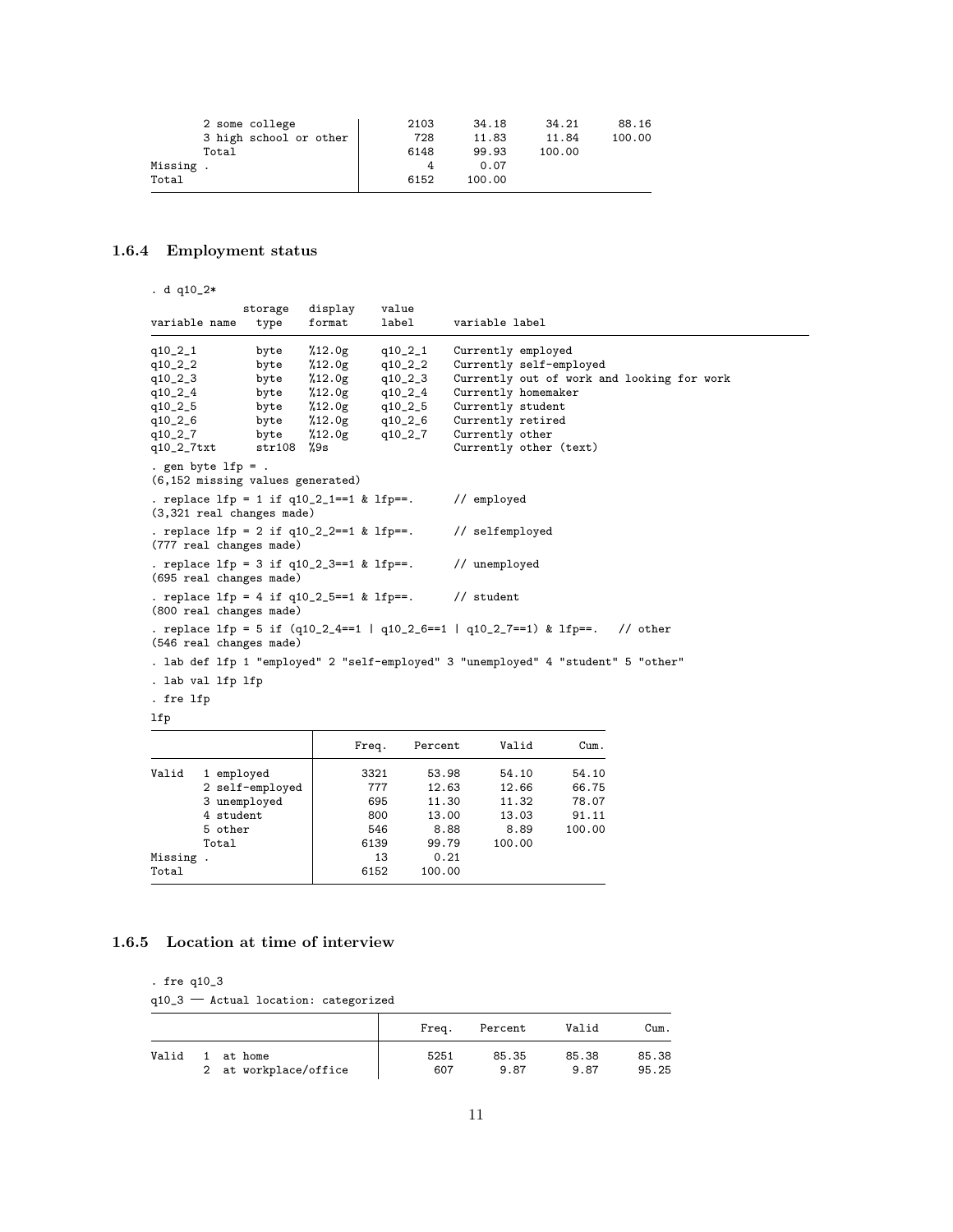```
      2 some college           |       2103      34.18      34.21      88.16
      3 high school or other   |        728      11.83      11.84     100.00
      Total                    |       6148      99.93     100.00
Missing .                      |          4       0.07
Total                          |       6152     100.00
```

### 1.6.4 Employment status

```
. d q10_2*

              storage   display    value
variable name   type    format     label      variable label
-----------------------------------------------------------------------------------------------
q10_2_1         byte    %12.0g     q10_2_1    Currently employed
q10_2_2         byte    %12.0g     q10_2_2    Currently self-employed
q10_2_3         byte    %12.0g     q10_2_3    Currently out of work and looking for work
q10_2_4         byte    %12.0g     q10_2_4    Currently homemaker
q10_2_5         byte    %12.0g     q10_2_5    Currently student
q10_2_6         byte    %12.0g     q10_2_6    Currently retired
q10_2_7         byte    %12.0g     q10_2_7    Currently other
q10_2_7txt      str108  %9s                   Currently other (text)

. gen byte lfp = .
(6,152 missing values generated)

. replace lfp = 1 if q10_2_1==1 & lfp==.      // employed
(3,321 real changes made)

. replace lfp = 2 if q10_2_2==1 & lfp==.      // selfemployed
(777 real changes made)

. replace lfp = 3 if q10_2_3==1 & lfp==.      // unemployed
(695 real changes made)

. replace lfp = 4 if q10_2_5==1 & lfp==.      // student
(800 real changes made)

. replace lfp = 5 if (q10_2_4==1 | q10_2_6==1 | q10_2_7==1) & lfp==.   // other
(546 real changes made)

. lab def lfp 1 "employed" 2 "self-employed" 3 "unemployed" 4 "student" 5 "other"

. lab val lfp lfp

. fre lfp

lfp
-------------------------------------------------------------------
                        |      Freq.    Percent      Valid       Cum.
------------------------+------------------------------------------
Valid   1 employed      |       3321      53.98      54.10      54.10
        2 self-employed |        777      12.63      12.66      66.75
        3 unemployed    |        695      11.30      11.32      78.07
        4 student       |        800      13.00      13.03      91.11
        5 other         |        546       8.88       8.89     100.00
        Total           |       6139      99.79     100.00
Missing .               |         13       0.21
Total                   |       6152     100.00
-------------------------------------------------------------------
```

### 1.6.5 Location at time of interview

```
. fre q10_3

q10_3 — Actual location: categorized
-------------------------------------------------------------------------
                              |      Freq.    Percent      Valid       Cum.
------------------------------+------------------------------------------
Valid   1  at home            |       5251      85.35      85.38      85.38
        2  at workplace/office|        607       9.87       9.87      95.25
```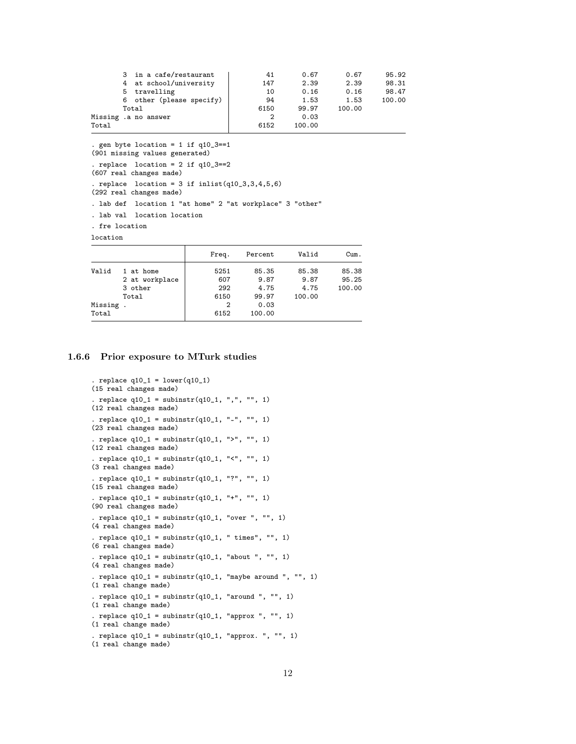```
      3  in a cafe/restaurant   |      41      0.67       0.67      95.92
      4  at school/university   |     147      2.39       2.39      98.31
      5  travelling             |      10      0.16       0.16      98.47
      6  other (please specify) |      94      1.53       1.53     100.00
         Total                  |    6150     99.97     100.00
Missing .a no answer            |       2      0.03
Total                           |    6152    100.00
```

```
. gen byte location = 1 if q10_3==1
(901 missing values generated)

. replace  location = 2 if q10_3==2
(607 real changes made)

. replace  location = 3 if inlist(q10_3,3,4,5,6)
(292 real changes made)

. lab def  location 1 "at home" 2 "at workplace" 3 "other"

. lab val  location location

. fre location

location
```

| | | Freq. | Percent | Valid | Cum. |
|---|---|---|---|---|---|
| Valid | 1 at home | 5251 | 85.35 | 85.38 | 85.38 |
| | 2 at workplace | 607 | 9.87 | 9.87 | 95.25 |
| | 3 other | 292 | 4.75 | 4.75 | 100.00 |
| | Total | 6150 | 99.97 | 100.00 | |
| Missing | . | 2 | 0.03 | | |
| Total | | 6152 | 100.00 | | |

### 1.6.6 Prior exposure to MTurk studies

```
. replace q10_1 = lower(q10_1)
(15 real changes made)

. replace q10_1 = subinstr(q10_1, ",", "", 1)
(12 real changes made)

. replace q10_1 = subinstr(q10_1, "~", "", 1)
(23 real changes made)

. replace q10_1 = subinstr(q10_1, ">", "", 1)
(12 real changes made)

. replace q10_1 = subinstr(q10_1, "<", "", 1)
(3 real changes made)

. replace q10_1 = subinstr(q10_1, "?", "", 1)
(15 real changes made)

. replace q10_1 = subinstr(q10_1, "+", "", 1)
(90 real changes made)

. replace q10_1 = subinstr(q10_1, "over ", "", 1)
(4 real changes made)

. replace q10_1 = subinstr(q10_1, " times", "", 1)
(6 real changes made)

. replace q10_1 = subinstr(q10_1, "about ", "", 1)
(4 real changes made)

. replace q10_1 = subinstr(q10_1, "maybe around ", "", 1)
(1 real change made)

. replace q10_1 = subinstr(q10_1, "around ", "", 1)
(1 real change made)

. replace q10_1 = subinstr(q10_1, "approx ", "", 1)
(1 real change made)

. replace q10_1 = subinstr(q10_1, "approx. ", "", 1)
(1 real change made)
```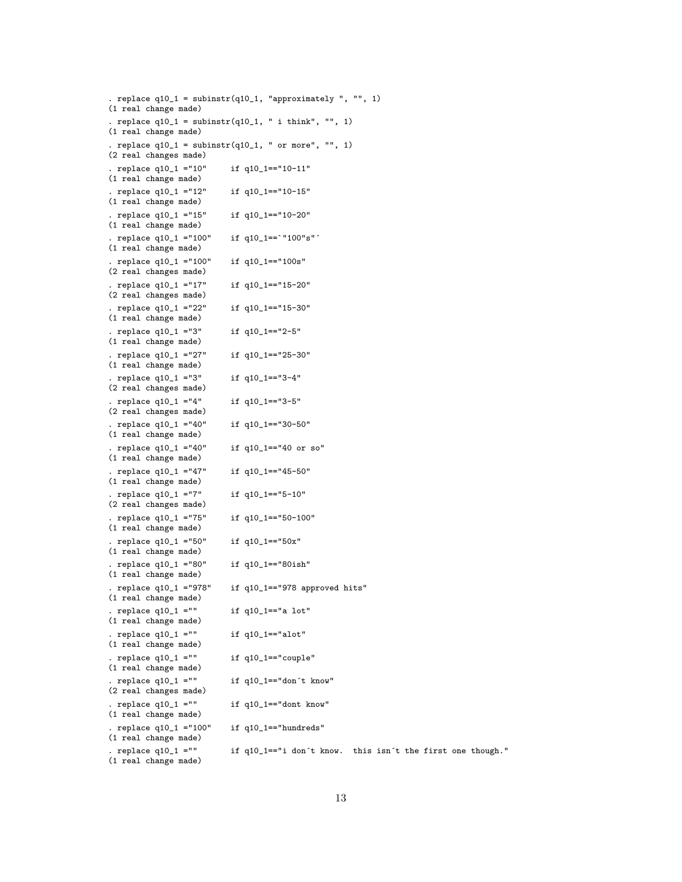```
. replace q10_1 = subinstr(q10_1, "approximately ", "", 1)
(1 real change made)
. replace q10_1 = subinstr(q10_1, " i think", "", 1)
(1 real change made)
. replace q10_1 = subinstr(q10_1, " or more", "", 1)
(2 real changes made)
. replace q10_1 ="10"     if q10_1=="10-11"
(1 real change made)
. replace q10_1 ="12"     if q10_1=="10-15"
(1 real change made)
. replace q10_1 ="15"     if q10_1=="10-20"
(1 real change made)
. replace q10_1 ="100"    if q10_1==`"100"s"´
(1 real change made)
. replace q10_1 ="100"    if q10_1=="100s"
(2 real changes made)
. replace q10_1 ="17"     if q10_1=="15-20"
(2 real changes made)
. replace q10_1 ="22"     if q10_1=="15-30"
(1 real change made)
. replace q10_1 ="3"      if q10_1=="2-5"
(1 real change made)
. replace q10_1 ="27"     if q10_1=="25-30"
(1 real change made)
. replace q10_1 ="3"      if q10_1=="3-4"
(2 real changes made)
. replace q10_1 ="4"      if q10_1=="3-5"
(2 real changes made)
. replace q10_1 ="40"     if q10_1=="30-50"
(1 real change made)
. replace q10_1 ="40"     if q10_1=="40 or so"
(1 real change made)
. replace q10_1 ="47"     if q10_1=="45-50"
(1 real change made)
. replace q10_1 ="7"      if q10_1=="5-10"
(2 real changes made)
. replace q10_1 ="75"     if q10_1=="50-100"
(1 real change made)
. replace q10_1 ="50"     if q10_1=="50x"
(1 real change made)
. replace q10_1 ="80"     if q10_1=="80ish"
(1 real change made)
. replace q10_1 ="978"    if q10_1=="978 approved hits"
(1 real change made)
. replace q10_1 =""       if q10_1=="a lot"
(1 real change made)
. replace q10_1 =""       if q10_1=="alot"
(1 real change made)
. replace q10_1 =""       if q10_1=="couple"
(1 real change made)
. replace q10_1 =""       if q10_1=="don´t know"
(2 real changes made)
. replace q10_1 =""       if q10_1=="dont know"
(1 real change made)
. replace q10_1 ="100"    if q10_1=="hundreds"
(1 real change made)
. replace q10_1 =""       if q10_1=="i don´t know.  this isn´t the first one though."
(1 real change made)
```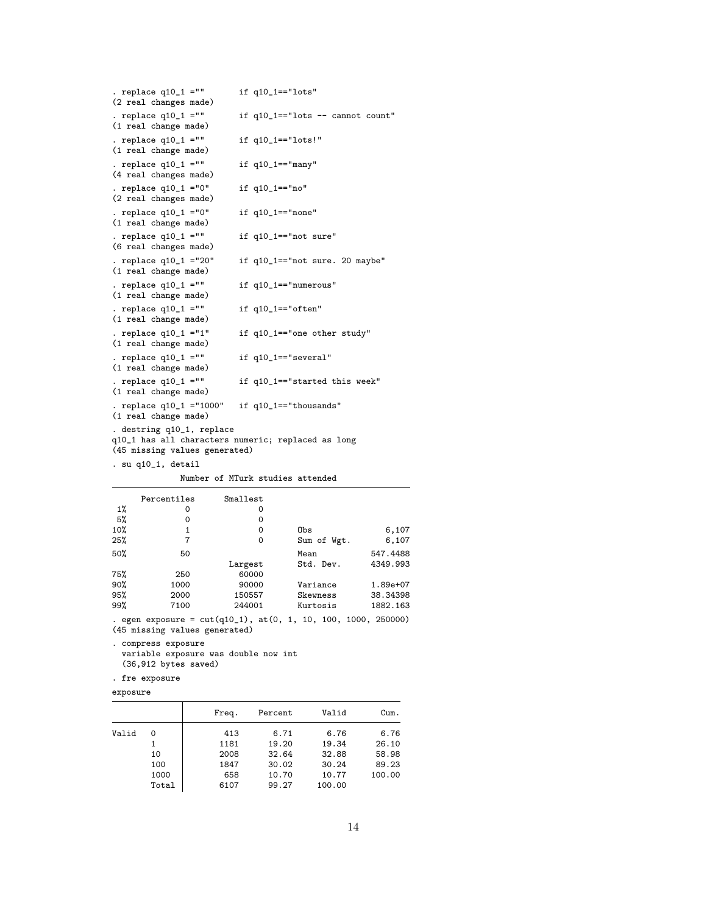```
. replace q10_1 =""       if q10_1=="lots"
(2 real changes made)
. replace q10_1 =""       if q10_1=="lots -- cannot count"
(1 real change made)
. replace q10_1 =""       if q10_1=="lots!"
(1 real change made)
. replace q10_1 =""       if q10_1=="many"
(4 real changes made)
. replace q10_1 ="0"      if q10_1=="no"
(2 real changes made)
. replace q10_1 ="0"      if q10_1=="none"
(1 real change made)
. replace q10_1 =""       if q10_1=="not sure"
(6 real changes made)
. replace q10_1 ="20"     if q10_1=="not sure. 20 maybe"
(1 real change made)
. replace q10_1 =""       if q10_1=="numerous"
(1 real change made)
. replace q10_1 =""       if q10_1=="often"
(1 real change made)
. replace q10_1 ="1"      if q10_1=="one other study"
(1 real change made)
. replace q10_1 =""       if q10_1=="several"
(1 real change made)
. replace q10_1 =""       if q10_1=="started this week"
(1 real change made)
. replace q10_1 ="1000"   if q10_1=="thousands"
(1 real change made)
. destring q10_1, replace
q10_1 has all characters numeric; replaced as long
(45 missing values generated)
. su q10_1, detail

                  Number of MTurk studies attended
-------------------------------------------------------------
      Percentiles      Smallest
 1%            0              0
 5%            0              0
10%            1              0       Obs               6,107
25%            7              0       Sum of Wgt.       6,107

50%           50                      Mean           547.4488
                        Largest       Std. Dev.      4349.993
75%          250          60000
90%         1000          90000       Variance       1.89e+07
95%         2000         150557       Skewness       38.34398
99%         7100         244001       Kurtosis       1882.163

. egen exposure = cut(q10_1), at(0, 1, 10, 100, 1000, 250000)
(45 missing values generated)
. compress exposure
  variable exposure was double now int
  (36,912 bytes saved)
. fre exposure

exposure
-----------------------------------------------------------
               |      Freq.    Percent      Valid       Cum.
---------------+-------------------------------------------
Valid   0      |        413       6.71       6.76       6.76
        1      |       1181      19.20      19.34      26.10
        10     |       2008      32.64      32.88      58.98
        100    |       1847      30.02      30.24      89.23
        1000   |        658      10.70      10.77     100.00
        Total  |       6107      99.27     100.00
```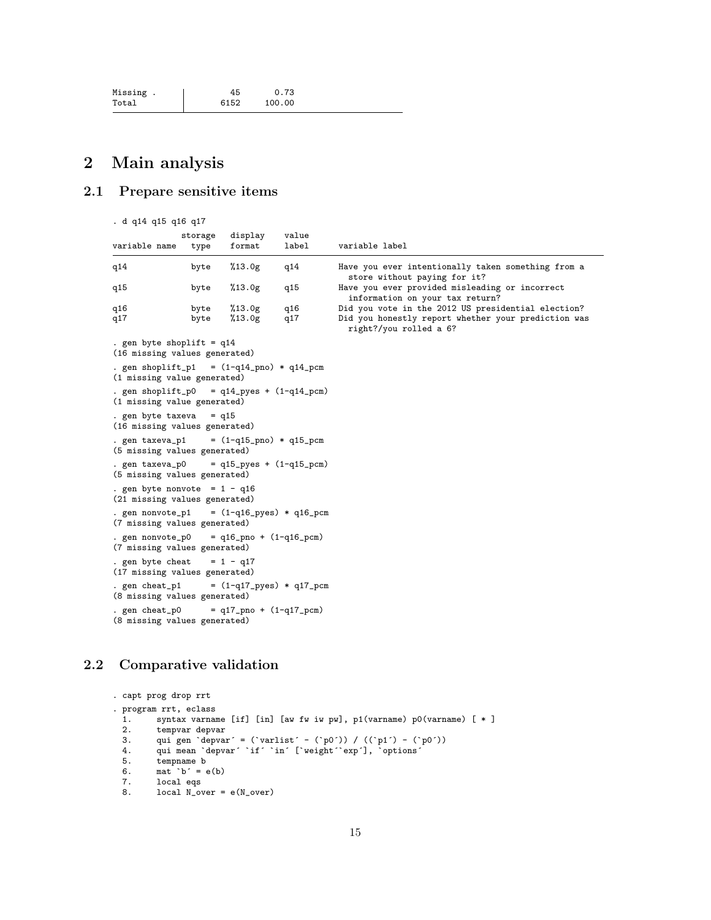| Missing . | 45 | 0.73 |
|---|---|---|
| Total | 6152 | 100.00 |

# 2 Main analysis

## 2.1 Prepare sensitive items

```
. d q14 q15 q16 q17

              storage   display    value
variable name   type    format     label      variable label
-------------------------------------------------------------------------------------------
q14             byte    %13.0g     q14        Have you ever intentionally taken something from a
                                                store without paying for it?
q15             byte    %13.0g     q15        Have you ever provided misleading or incorrect
                                                information on your tax return?
q16             byte    %13.0g     q16        Did you vote in the 2012 US presidential election?
q17             byte    %13.0g     q17        Did you honestly report whether your prediction was
                                                right?/you rolled a 6?

. gen byte shoplift = q14
(16 missing values generated)

. gen shoplift_p1   = (1-q14_pno) * q14_pcm
(1 missing value generated)

. gen shoplift_p0   = q14_pyes + (1-q14_pcm)
(1 missing value generated)

. gen byte taxeva   = q15
(16 missing values generated)

. gen taxeva_p1     = (1-q15_pno) * q15_pcm
(5 missing values generated)

. gen taxeva_p0     = q15_pyes + (1-q15_pcm)
(5 missing values generated)

. gen byte nonvote  = 1 - q16
(21 missing values generated)

. gen nonvote_p1    = (1-q16_pyes) * q16_pcm
(7 missing values generated)

. gen nonvote_p0    = q16_pno + (1-q16_pcm)
(7 missing values generated)

. gen byte cheat    = 1 - q17
(17 missing values generated)

. gen cheat_p1      = (1-q17_pyes) * q17_pcm
(8 missing values generated)

. gen cheat_p0      = q17_pno + (1-q17_pcm)
(8 missing values generated)
```

## 2.2 Comparative validation

```
. capt prog drop rrt

. program rrt, eclass
  1.     syntax varname [if] [in] [aw fw iw pw], p1(varname) p0(varname) [ * ]
  2.     tempvar depvar
  3.     qui gen `depvar´ = (`varlist´ - (`p0´)) / ((`p1´) - (`p0´))
  4.     qui mean `depvar´ `if´ `in´ [`weight´`exp´], `options´
  5.     tempname b
  6.     mat `b´ = e(b)
  7.     local eqs
  8.     local N_over = e(N_over)
```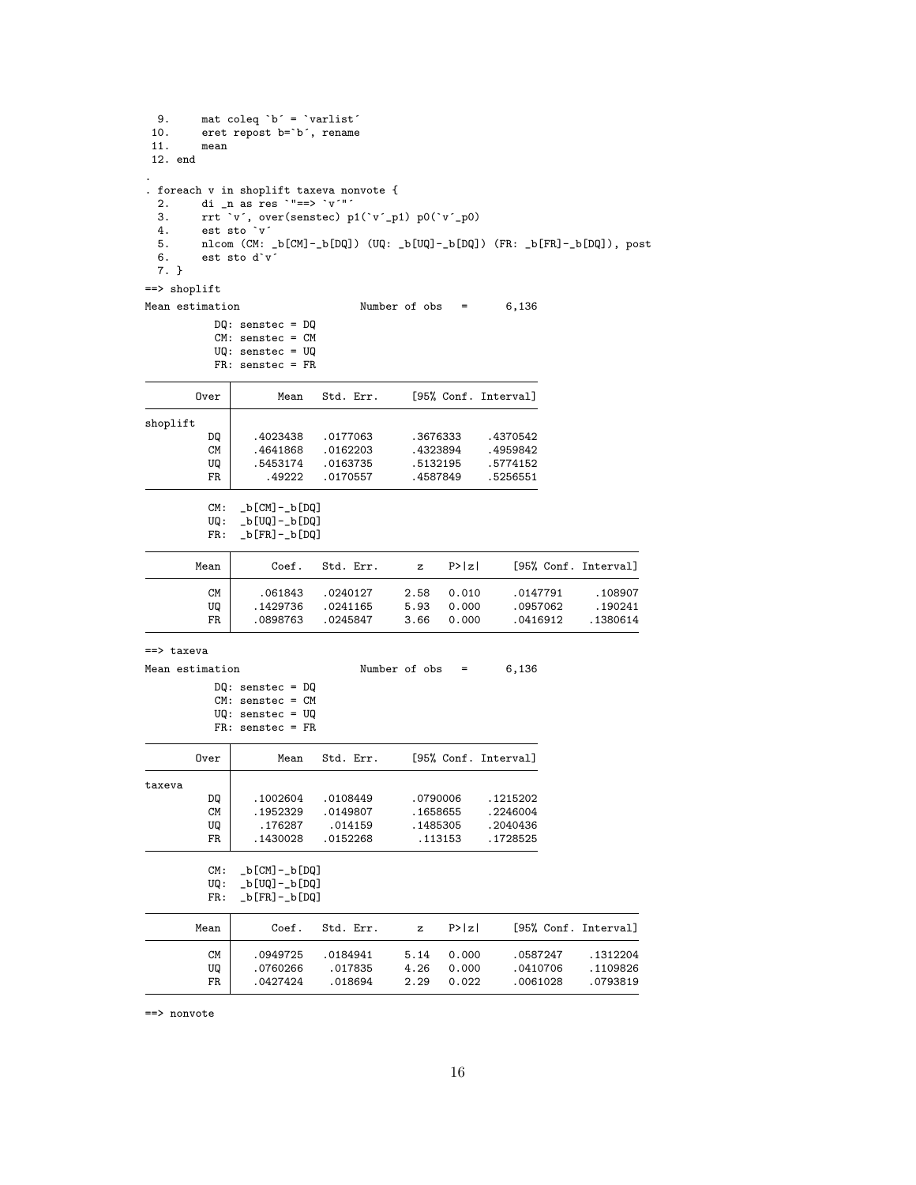```
  9.     mat coleq `b´ = `varlist´
 10.     eret repost b=`b´, rename
 11.     mean
 12. end
.
. foreach v in shoplift taxeva nonvote {
  2.     di _n as res `"==> `v´"´
  3.     rrt `v´, over(senstec) p1(`v´_p1) p0(`v´_p0)
  4.     est sto `v´
  5.     nlcom (CM: _b[CM]-_b[DQ]) (UQ: _b[UQ]-_b[DQ]) (FR: _b[FR]-_b[DQ]), post
  6.     est sto d`v´
  7. }

==> shoplift

Mean estimation                   Number of obs   =      6,136

          DQ: senstec = DQ
          CM: senstec = CM
          UQ: senstec = UQ
          FR: senstec = FR

--------------------------------------------------------------
        Over |       Mean   Std. Err.     [95% Conf. Interval]
-------------+------------------------------------------------
shoplift     |
          DQ |   .4023438   .0177063      .3676333    .4370542
          CM |   .4641868   .0162203      .4323894    .4959842
          UQ |   .5453174   .0163735      .5132195    .5774152
          FR |     .49222   .0170557      .4587849    .5256551
--------------------------------------------------------------

         CM:  _b[CM]-_b[DQ]
         UQ:  _b[UQ]-_b[DQ]
         FR:  _b[FR]-_b[DQ]

------------------------------------------------------------------------------
        Mean |      Coef.   Std. Err.      z    P>|z|     [95% Conf. Interval]
-------------+----------------------------------------------------------------
          CM |    .061843   .0240127     2.58   0.010      .0147791     .108907
          UQ |   .1429736   .0241165     5.93   0.000      .0957062     .190241
          FR |   .0898763   .0245847     3.66   0.000      .0416912    .1380614
------------------------------------------------------------------------------

==> taxeva

Mean estimation                   Number of obs   =      6,136

          DQ: senstec = DQ
          CM: senstec = CM
          UQ: senstec = UQ
          FR: senstec = FR

--------------------------------------------------------------
        Over |       Mean   Std. Err.     [95% Conf. Interval]
-------------+------------------------------------------------
taxeva       |
          DQ |   .1002604   .0108449      .0790006    .1215202
          CM |   .1952329   .0149807      .1658655    .2246004
          UQ |    .176287    .014159      .1485305    .2040436
          FR |   .1430028   .0152268       .113153    .1728525
--------------------------------------------------------------

         CM:  _b[CM]-_b[DQ]
         UQ:  _b[UQ]-_b[DQ]
         FR:  _b[FR]-_b[DQ]

------------------------------------------------------------------------------
        Mean |      Coef.   Std. Err.      z    P>|z|     [95% Conf. Interval]
-------------+----------------------------------------------------------------
          CM |   .0949725   .0184941     5.14   0.000      .0587247    .1312204
          UQ |   .0760266    .017835     4.26   0.000      .0410706    .1109826
          FR |   .0427424    .018694     2.29   0.022      .0061028    .0793819
------------------------------------------------------------------------------

==> nonvote
```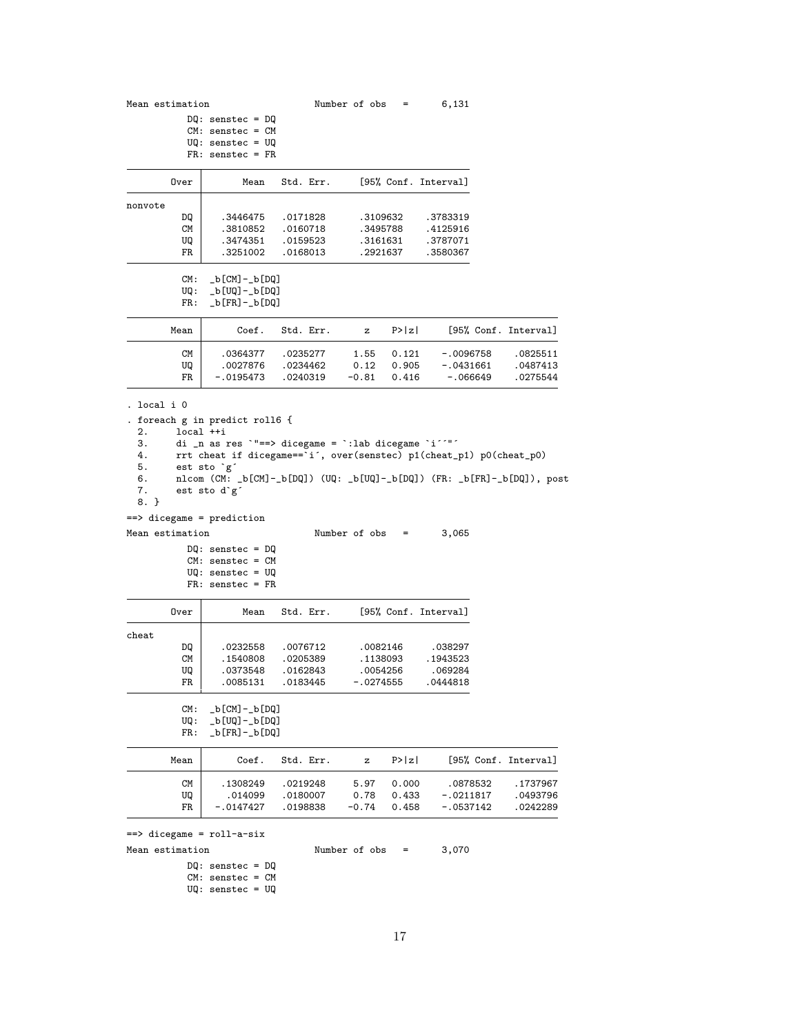```
Mean estimation                   Number of obs   =      6,131

          DQ: senstec = DQ
          CM: senstec = CM
          UQ: senstec = UQ
          FR: senstec = FR

--------------------------------------------------------------
        Over |       Mean   Std. Err.     [95% Conf. Interval]
-------------+------------------------------------------------
nonvote      |
          DQ |   .3446475   .0171828      .3109632    .3783319
          CM |   .3810852   .0160718      .3495788    .4125916
          UQ |   .3474351   .0159523      .3161631    .3787071
          FR |   .3251002   .0168013      .2921637    .3580367
--------------------------------------------------------------

          CM:  _b[CM]-_b[DQ]
          UQ:  _b[UQ]-_b[DQ]
          FR:  _b[FR]-_b[DQ]

------------------------------------------------------------------------------
        Mean |      Coef.   Std. Err.      z    P>|z|     [95% Conf. Interval]
-------------+----------------------------------------------------------------
          CM |   .0364377   .0235277     1.55   0.121    -.0096758    .0825511
          UQ |   .0027876   .0234462     0.12   0.905    -.0431661    .0487413
          FR |  -.0195473   .0240319    -0.81   0.416     -.066649    .0275544
------------------------------------------------------------------------------

. local i 0

. foreach g in predict roll6 {
  2.     local ++i
  3.     di _n as res `"==> dicegame = `:lab dicegame `i´´"´
  4.     rrt cheat if dicegame==`i´, over(senstec) p1(cheat_p1) p0(cheat_p0)
  5.     est sto `g´
  6.     nlcom (CM: _b[CM]-_b[DQ]) (UQ: _b[UQ]-_b[DQ]) (FR: _b[FR]-_b[DQ]), post
  7.     est sto d`g´
  8. }

==> dicegame = prediction

Mean estimation                   Number of obs   =      3,065

          DQ: senstec = DQ
          CM: senstec = CM
          UQ: senstec = UQ
          FR: senstec = FR

--------------------------------------------------------------
        Over |       Mean   Std. Err.     [95% Conf. Interval]
-------------+------------------------------------------------
cheat        |
          DQ |   .0232558   .0076712      .0082146     .038297
          CM |   .1540808   .0205389      .1138093    .1943523
          UQ |   .0373548   .0162843      .0054256     .069284
          FR |   .0085131   .0183445     -.0274555    .0444818
--------------------------------------------------------------

          CM:  _b[CM]-_b[DQ]
          UQ:  _b[UQ]-_b[DQ]
          FR:  _b[FR]-_b[DQ]

------------------------------------------------------------------------------
        Mean |      Coef.   Std. Err.      z    P>|z|     [95% Conf. Interval]
-------------+----------------------------------------------------------------
          CM |   .1308249   .0219248     5.97   0.000     .0878532    .1737967
          UQ |    .014099   .0180007     0.78   0.433    -.0211817    .0493796
          FR |  -.0147427   .0198838    -0.74   0.458    -.0537142    .0242289
------------------------------------------------------------------------------

==> dicegame = roll-a-six

Mean estimation                   Number of obs   =      3,070

          DQ: senstec = DQ
          CM: senstec = CM
          UQ: senstec = UQ
```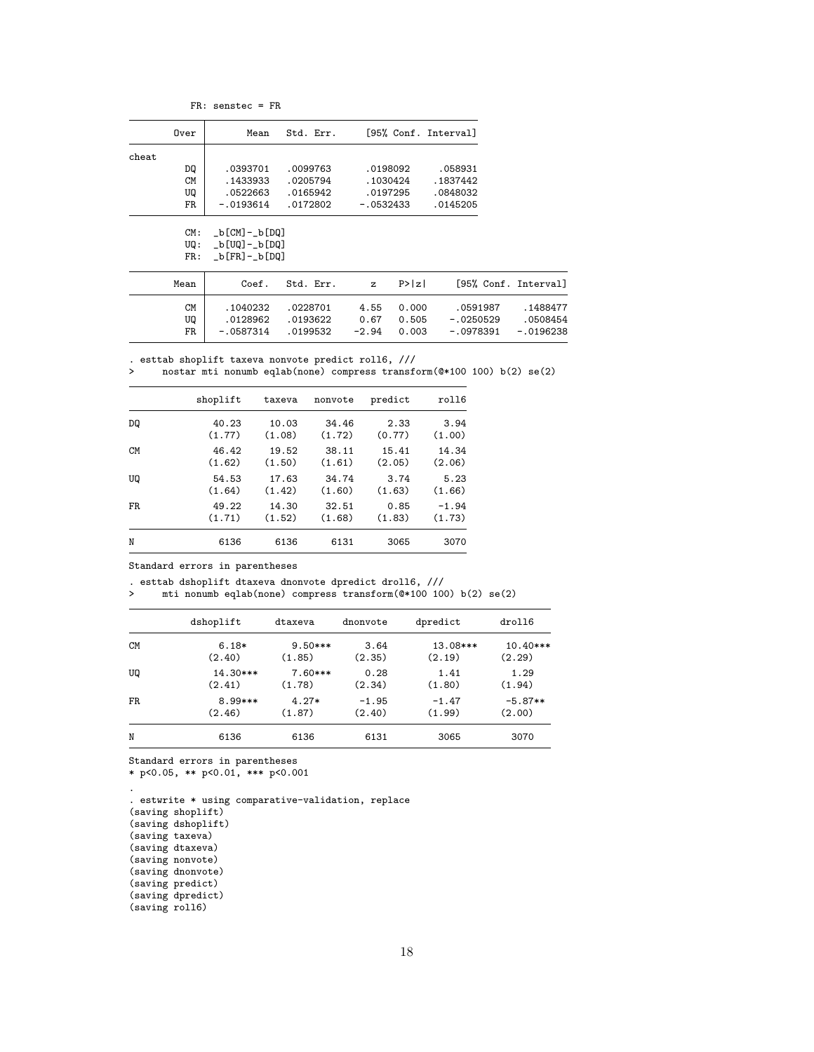```
          FR: senstec = FR

--------------------------------------------------------------
        Over |       Mean   Std. Err.     [95% Conf. Interval]
-------------+------------------------------------------------
cheat        |
          DQ |   .0393701   .0099763      .0198092     .058931
          CM |   .1433933   .0205794      .1030424    .1837442
          UQ |   .0522663   .0165942      .0197295    .0848032
          FR |  -.0193614   .0172802     -.0532433    .0145205
--------------------------------------------------------------

         CM:  _b[CM]-_b[DQ]
         UQ:  _b[UQ]-_b[DQ]
         FR:  _b[FR]-_b[DQ]

------------------------------------------------------------------------------
        Mean |      Coef.   Std. Err.      z    P>|z|     [95% Conf. Interval]
-------------+----------------------------------------------------------------
          CM |   .1040232   .0228701     4.55   0.000     .0591987    .1488477
          UQ |   .0128962   .0193622     0.67   0.505    -.0250529    .0508454
          FR |  -.0587314   .0199532    -2.94   0.003    -.0978391   -.0196238
------------------------------------------------------------------------------

. esttab shoplift taxeva nonvote predict roll6, ///
>     nostar mti nonumb eqlab(none) compress transform(@*100 100) b(2) se(2)

----------------------------------------------------------------
             shoplift    taxeva   nonvote   predict     roll6
----------------------------------------------------------------
DQ              40.23     10.03     34.46      2.33      3.94
               (1.77)    (1.08)    (1.72)    (0.77)    (1.00)
CM              46.42     19.52     38.11     15.41     14.34
               (1.62)    (1.50)    (1.61)    (2.05)    (2.06)
UQ              54.53     17.63     34.74      3.74      5.23
               (1.64)    (1.42)    (1.60)    (1.63)    (1.66)
FR              49.22     14.30     32.51      0.85     -1.94
               (1.71)    (1.52)    (1.68)    (1.83)    (1.73)
----------------------------------------------------------------
N                6136      6136      6131      3065      3070
----------------------------------------------------------------
Standard errors in parentheses

. esttab dshoplift dtaxeva dnonvote dpredict droll6, ///
>     mti nonumb eqlab(none) compress transform(@*100 100) b(2) se(2)

------------------------------------------------------------------------
            dshoplift      dtaxeva     dnonvote     dpredict      droll6
------------------------------------------------------------------------
CM              6.18*      9.50***       3.64      13.08***     10.40***
               (2.40)      (1.85)      (2.35)       (2.19)      (2.29)
UQ             14.30***    7.60***       0.28        1.41        1.29
               (2.41)      (1.78)      (2.34)       (1.80)      (1.94)
FR              8.99***    4.27*        -1.95       -1.47       -5.87**
               (2.46)      (1.87)      (2.40)       (1.99)      (2.00)
------------------------------------------------------------------------
N                6136        6136        6131         3065        3070
------------------------------------------------------------------------
Standard errors in parentheses
* p<0.05, ** p<0.01, *** p<0.001

.
. estwrite * using comparative-validation, replace
(saving shoplift)
(saving dshoplift)
(saving taxeva)
(saving dtaxeva)
(saving nonvote)
(saving dnonvote)
(saving predict)
(saving dpredict)
(saving roll6)
```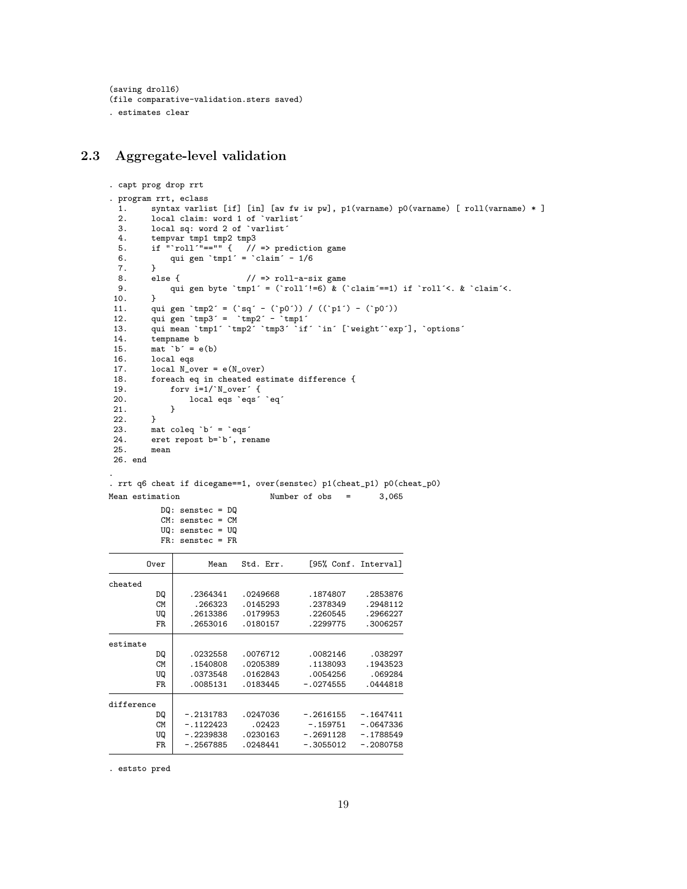```
(saving droll6)
(file comparative-validation.sters saved)
. estimates clear
```

## 2.3 Aggregate-level validation

```
. capt prog drop rrt
. program rrt, eclass
  1.     syntax varlist [if] [in] [aw fw iw pw], p1(varname) p0(varname) [ roll(varname) * ]
  2.     local claim: word 1 of `varlist´
  3.     local sq: word 2 of `varlist´
  4.     tempvar tmp1 tmp2 tmp3
  5.     if "`roll´"=="" {   // => prediction game
  6.         qui gen `tmp1´ = `claim´ - 1/6
  7.     }
  8.     else {              // => roll-a-six game
  9.         qui gen byte `tmp1´ = (`roll´!=6) & (`claim´==1) if `roll´<. & `claim´<.
 10.     }
 11.     qui gen `tmp2´ = (`sq´ - (`p0´)) / ((`p1´) - (`p0´))
 12.     qui gen `tmp3´ =  `tmp2´ - `tmp1´
 13.     qui mean `tmp1´ `tmp2´ `tmp3´ `if´ `in´ [`weight´`exp´], `options´
 14.     tempname b
 15.     mat `b´ = e(b)
 16.     local eqs
 17.     local N_over = e(N_over)
 18.     foreach eq in cheated estimate difference {
 19.         forv i=1/`N_over´ {
 20.             local eqs `eqs´ `eq´
 21.         }
 22.     }
 23.     mat coleq `b´ = `eqs´
 24.     eret repost b=`b´, rename
 25.     mean
 26. end

.
. rrt q6 cheat if dicegame==1, over(senstec) p1(cheat_p1) p0(cheat_p0)
Mean estimation                   Number of obs   =      3,065

           DQ: senstec = DQ
           CM: senstec = CM
           UQ: senstec = UQ
           FR: senstec = FR

--------------------------------------------------------------
        Over |       Mean   Std. Err.     [95% Conf. Interval]
-------------+------------------------------------------------
cheated      |
          DQ |   .2364341   .0249668      .1874807    .2853876
          CM |    .266323   .0145293      .2378349    .2948112
          UQ |   .2613386   .0179953      .2260545    .2966227
          FR |   .2653016   .0180157      .2299775    .3006257
-------------+------------------------------------------------
estimate     |
          DQ |   .0232558   .0076712      .0082146     .038297
          CM |   .1540808   .0205389      .1138093    .1943523
          UQ |   .0373548   .0162843      .0054256     .069284
          FR |   .0085131   .0183445     -.0274555    .0444818
-------------+------------------------------------------------
difference   |
          DQ |  -.2131783   .0247036     -.2616155   -.1647411
          CM |  -.1122423     .02423      -.159751   -.0647336
          UQ |  -.2239838   .0230163     -.2691128   -.1788549
          FR |  -.2567885   .0248441     -.3055012   -.2080758
--------------------------------------------------------------

. eststo pred
```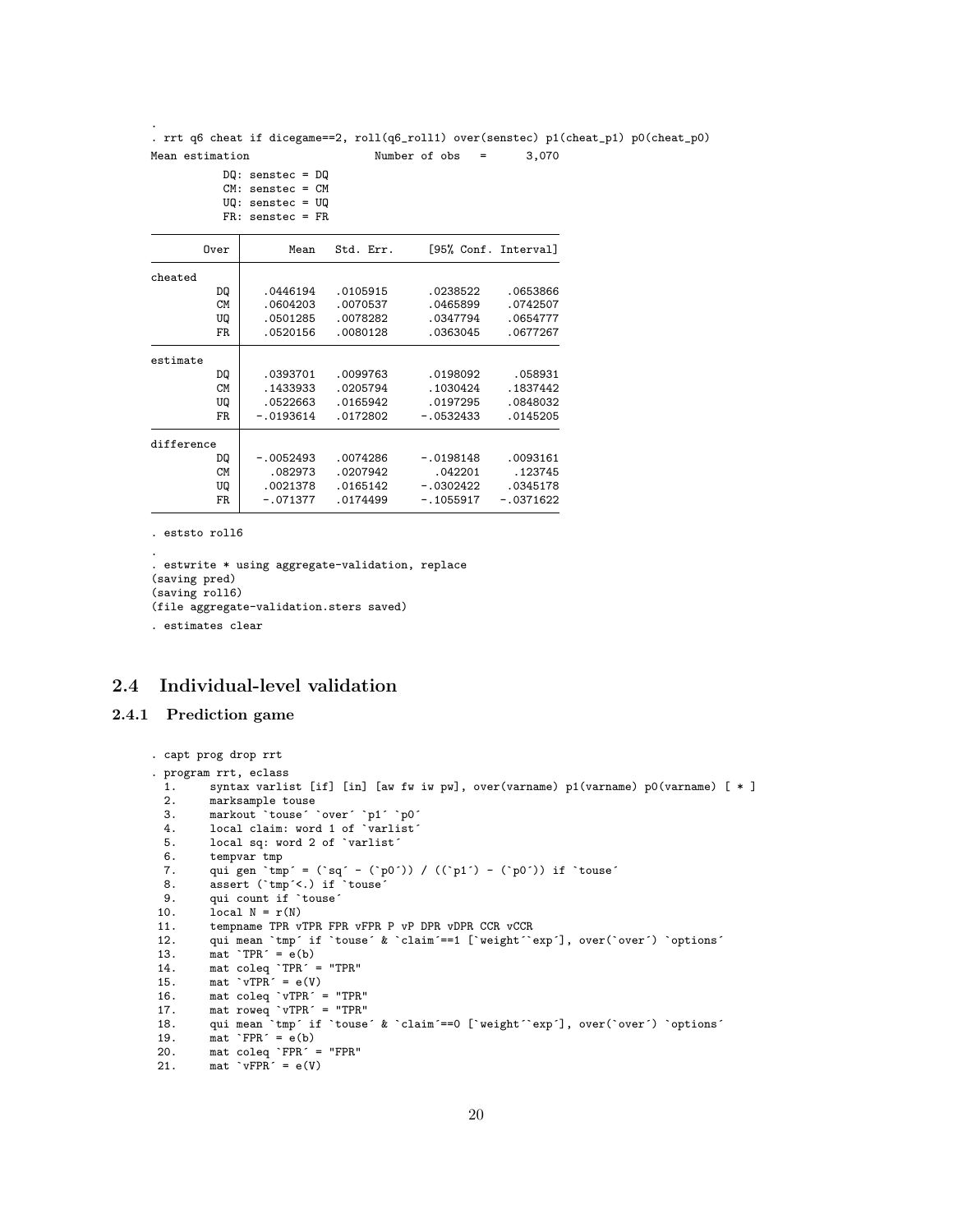```
.
. rrt q6 cheat if dicegame==2, roll(q6_roll1) over(senstec) p1(cheat_p1) p0(cheat_p0)
Mean estimation                   Number of obs   =      3,070

           DQ: senstec = DQ
           CM: senstec = CM
           UQ: senstec = UQ
           FR: senstec = FR

--------------------------------------------------------------
        Over |       Mean   Std. Err.     [95% Conf. Interval]
-------------+------------------------------------------------
cheated      |
          DQ |   .0446194   .0105915      .0238522    .0653866
          CM |   .0604203   .0070537      .0465899    .0742507
          UQ |   .0501285   .0078282      .0347794    .0654777
          FR |   .0520156   .0080128      .0363045    .0677267
-------------+------------------------------------------------
estimate     |
          DQ |   .0393701   .0099763      .0198092     .058931
          CM |   .1433933   .0205794      .1030424    .1837442
          UQ |   .0522663   .0165942      .0197295    .0848032
          FR |  -.0193614   .0172802     -.0532433    .0145205
-------------+------------------------------------------------
difference   |
          DQ |  -.0052493   .0074286     -.0198148    .0093161
          CM |    .082973   .0207942       .042201     .123745
          UQ |   .0021378   .0165142     -.0302422    .0345178
          FR |   -.071377   .0174499     -.1055917   -.0371622
--------------------------------------------------------------

. eststo roll6

.
. estwrite * using aggregate-validation, replace
(saving pred)
(saving roll6)
(file aggregate-validation.sters saved)

. estimates clear
```

## 2.4 Individual-level validation

### 2.4.1 Prediction game

```
. capt prog drop rrt

. program rrt, eclass
  1.     syntax varlist [if] [in] [aw fw iw pw], over(varname) p1(varname) p0(varname) [ * ]
  2.     marksample touse
  3.     markout `touse´ `over´ `p1´ `p0´
  4.     local claim: word 1 of `varlist´
  5.     local sq: word 2 of `varlist´
  6.     tempvar tmp
  7.     qui gen `tmp´ = (`sq´ - (`p0´)) / ((`p1´) - (`p0´)) if `touse´
  8.     assert (`tmp´<.) if `touse´
  9.     qui count if `touse´
 10.     local N = r(N)
 11.     tempname TPR vTPR FPR vFPR P vP DPR vDPR CCR vCCR
 12.     qui mean `tmp´ if `touse´ & `claim´==1 [`weight´`exp´], over(`over´) `options´
 13.     mat `TPR´ = e(b)
 14.     mat coleq `TPR´ = "TPR"
 15.     mat `vTPR´ = e(V)
 16.     mat coleq `vTPR´ = "TPR"
 17.     mat roweq `vTPR´ = "TPR"
 18.     qui mean `tmp´ if `touse´ & `claim´==0 [`weight´`exp´], over(`over´) `options´
 19.     mat `FPR´ = e(b)
 20.     mat coleq `FPR´ = "FPR"
 21.     mat `vFPR´ = e(V)
```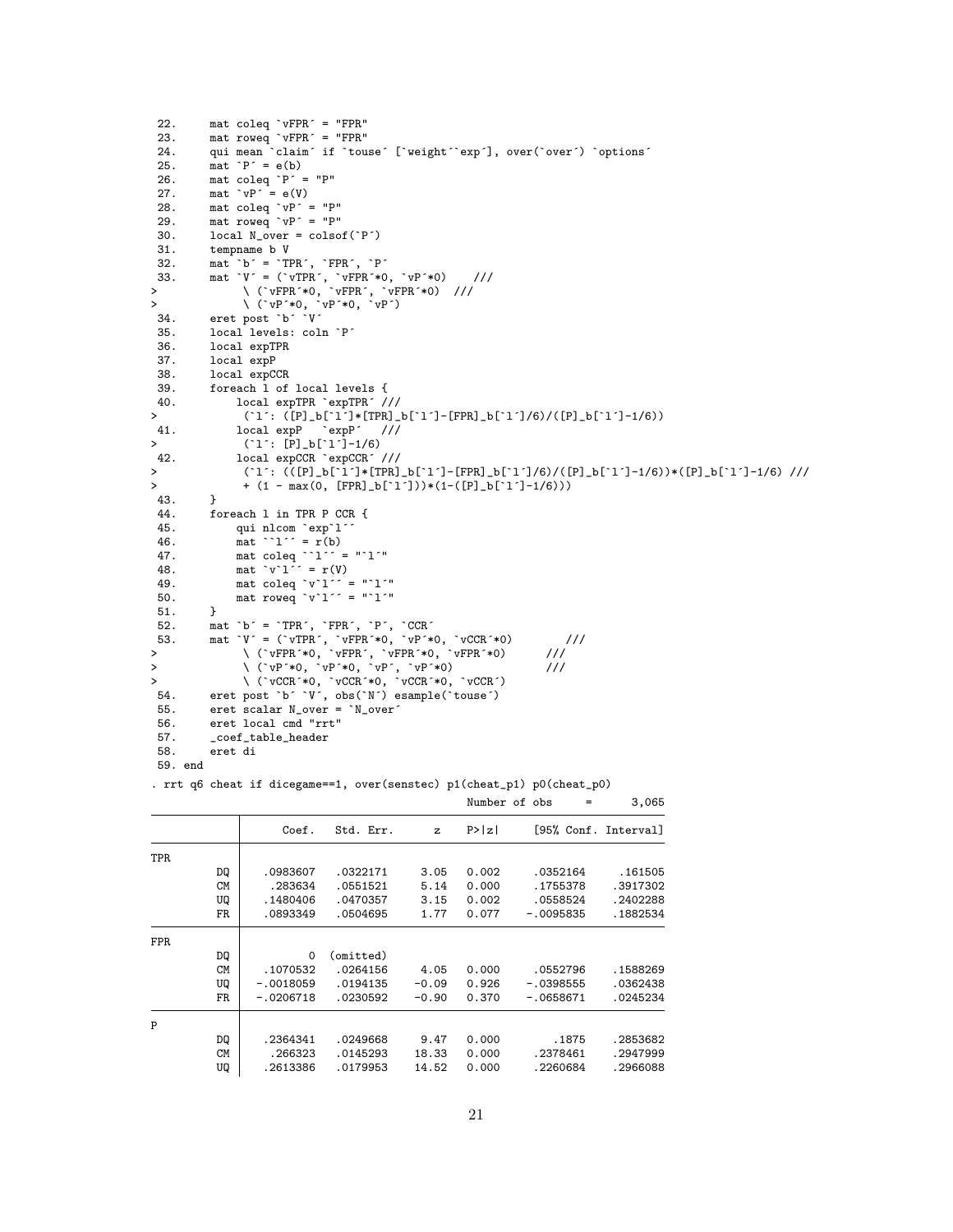```
 22.     mat coleq `vFPR´ = "FPR"
 23.     mat roweq `vFPR´ = "FPR"
 24.     qui mean `claim´ if `touse´ [`weight´`exp´], over(`over´) `options´
 25.     mat `P´ = e(b)
 26.     mat coleq `P´ = "P"
 27.     mat `vP´ = e(V)
 28.     mat coleq `vP´ = "P"
 29.     mat roweq `vP´ = "P"
 30.     local N_over = colsof(`P´)
 31.     tempname b V
 32.     mat `b´ = `TPR´, `FPR´, `P´
 33.     mat `V´ = (`vTPR´, `vFPR´*0, `vP´*0)    ///
>            \ (`vFPR´*0, `vFPR´, `vFPR´*0)  ///
>            \ (`vP´*0, `vP´*0, `vP´)
 34.     eret post `b´ `V´
 35.     local levels: coln `P´
 36.     local expTPR
 37.     local expP
 38.     local expCCR
 39.     foreach l of local levels {
 40.         local expTPR `expTPR´ ///
>             (`l´: ([P]_b[`l´]*[TPR]_b[`l´]-[FPR]_b[`l´]/6)/([P]_b[`l´]-1/6))
 41.         local expP   `expP´   ///
>             (`l´: [P]_b[`l´]-1/6)
 42.         local expCCR `expCCR´ ///
>             (`l´: (([P]_b[`l´]*[TPR]_b[`l´]-[FPR]_b[`l´]/6)/([P]_b[`l´]-1/6))*([P]_b[`l´]-1/6) ///
>             + (1 - max(0, [FPR]_b[`l´]))*(1-([P]_b[`l´]-1/6)))
 43.     }
 44.     foreach l in TPR P CCR {
 45.         qui nlcom `exp`l´´
 46.         mat ``l´´ = r(b)
 47.         mat coleq ``l´´ = "`l´"
 48.         mat `v`l´´ = r(V)
 49.         mat coleq `v`l´´ = "`l´"
 50.         mat roweq `v`l´´ = "`l´"
 51.     }
 52.     mat `b´ = `TPR´, `FPR´, `P´, `CCR´
 53.     mat `V´ = (`vTPR´, `vFPR´*0, `vP´*0, `vCCR´*0)        ///
>            \ (`vFPR´*0, `vFPR´, `vFPR´*0, `vFPR´*0)      ///
>            \ (`vP´*0, `vP´*0, `vP´, `vP´*0)              ///
>            \ (`vCCR´*0, `vCCR´*0, `vCCR´*0, `vCCR´)
 54.     eret post `b´ `V´, obs(`N´) esample(`touse´)
 55.     eret scalar N_over = `N_over´
 56.     eret local cmd "rrt"
 57.     _coef_table_header
 58.     eret di
 59. end

. rrt q6 cheat if dicegame==1, over(senstec) p1(cheat_p1) p0(cheat_p0)

                                                Number of obs     =      3,065

------------------------------------------------------------------------------
             |      Coef.   Std. Err.      z    P>|z|     [95% Conf. Interval]
-------------+----------------------------------------------------------------
TPR          |
          DQ |   .0983607   .0322171     3.05   0.002     .0352164     .161505
          CM |    .283634   .0551521     5.14   0.000     .1755378    .3917302
          UQ |   .1480406   .0470357     3.15   0.002     .0558524    .2402288
          FR |   .0893349   .0504695     1.77   0.077    -.0095835    .1882534
-------------+----------------------------------------------------------------
FPR          |
          DQ |          0  (omitted)
          CM |   .1070532   .0264156     4.05   0.000     .0552796    .1588269
          UQ |  -.0018059   .0194135    -0.09   0.926    -.0398555    .0362438
          FR |  -.0206718   .0230592    -0.90   0.370    -.0658671    .0245234
-------------+----------------------------------------------------------------
P            |
          DQ |   .2364341   .0249668     9.47   0.000        .1875    .2853682
          CM |    .266323   .0145293    18.33   0.000     .2378461    .2947999
          UQ |   .2613386   .0179953    14.52   0.000     .2260684    .2966088
```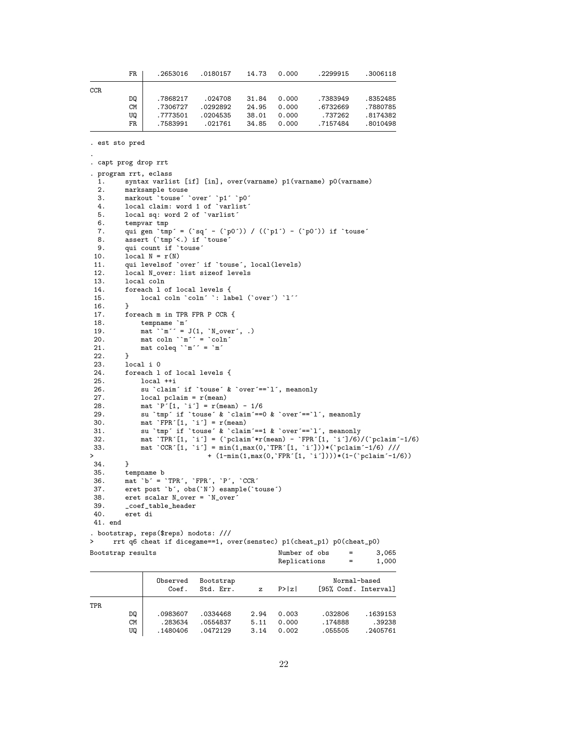```
          FR |   .2653016   .0180157    14.73   0.000     .2299915    .3006118
-------------+----------------------------------------------------------------
CCR          |
          DQ |   .7868217    .024708    31.84   0.000     .7383949    .8352485
          CM |   .7306727   .0292892    24.95   0.000     .6732669    .7880785
          UQ |   .7773501   .0204535    38.01   0.000      .737262    .8174382
          FR |   .7583991    .021761    34.85   0.000     .7157484    .8010498
------------------------------------------------------------------------------

. est sto pred

.
. capt prog drop rrt
. program rrt, eclass
  1.     syntax varlist [if] [in], over(varname) p1(varname) p0(varname)
  2.     marksample touse
  3.     markout `touse´ `over´ `p1´ `p0´
  4.     local claim: word 1 of `varlist´
  5.     local sq: word 2 of `varlist´
  6.     tempvar tmp
  7.     qui gen `tmp´ = (`sq´ - (`p0´)) / ((`p1´) - (`p0´)) if `touse´
  8.     assert (`tmp´<.) if `touse´
  9.     qui count if `touse´
 10.     local N = r(N)
 11.     qui levelsof `over´ if `touse´, local(levels)
 12.     local N_over: list sizeof levels
 13.     local coln
 14.     foreach l of local levels {
 15.         local coln `coln´ `: label (`over´) `l´´
 16.     }
 17.     foreach m in TPR FPR P CCR {
 18.         tempname `m´
 19.         mat ``m´´ = J(1, `N_over´, .)
 20.         mat coln ``m´´ = `coln´
 21.         mat coleq ``m´´ = `m´
 22.     }
 23.     local i 0
 24.     foreach l of local levels {
 25.         local ++i
 26.         su `claim´ if `touse´ & `over´==`l´, meanonly
 27.         local pclaim = r(mean)
 28.         mat `P´[1, `i´] = r(mean) - 1/6
 29.         su `tmp´ if `touse´ & `claim´==0 & `over´==`l´, meanonly
 30.         mat `FPR´[1, `i´] = r(mean)
 31.         su `tmp´ if `touse´ & `claim´==1 & `over´==`l´, meanonly
 32.         mat `TPR´[1, `i´] = (`pclaim´*r(mean) - `FPR´[1, `i´]/6)/(`pclaim´-1/6)
 33.         mat `CCR´[1, `i´] = min(1,max(0,`TPR´[1, `i´]))*(`pclaim´-1/6) ///
>                          + (1-min(1,max(0,`FPR´[1, `i´])))*(1-(`pclaim´-1/6))
 34.     }
 35.     tempname b
 36.     mat `b´ = `TPR´, `FPR´, `P´, `CCR´
 37.     eret post `b´, obs(`N´) esample(`touse´)
 38.     eret scalar N_over = `N_over´
 39.     _coef_table_header
 40.     eret di
 41. end
. bootstrap, reps($reps) nodots: ///
>     rrt q6 cheat if dicegame==1, over(senstec) p1(cheat_p1) p0(cheat_p0)
Bootstrap results                               Number of obs     =      3,065
                                                Replications      =      1,000

------------------------------------------------------------------------------
             |   Observed   Bootstrap                         Normal-based
             |      Coef.   Std. Err.      z    P>|z|     [95% Conf. Interval]
-------------+----------------------------------------------------------------
TPR          |
          DQ |   .0983607   .0334468     2.94   0.003      .032806    .1639153
          CM |    .283634   .0554837     5.11   0.000      .174888      .39238
          UQ |   .1480406   .0472129     3.14   0.002      .055505    .2405761
```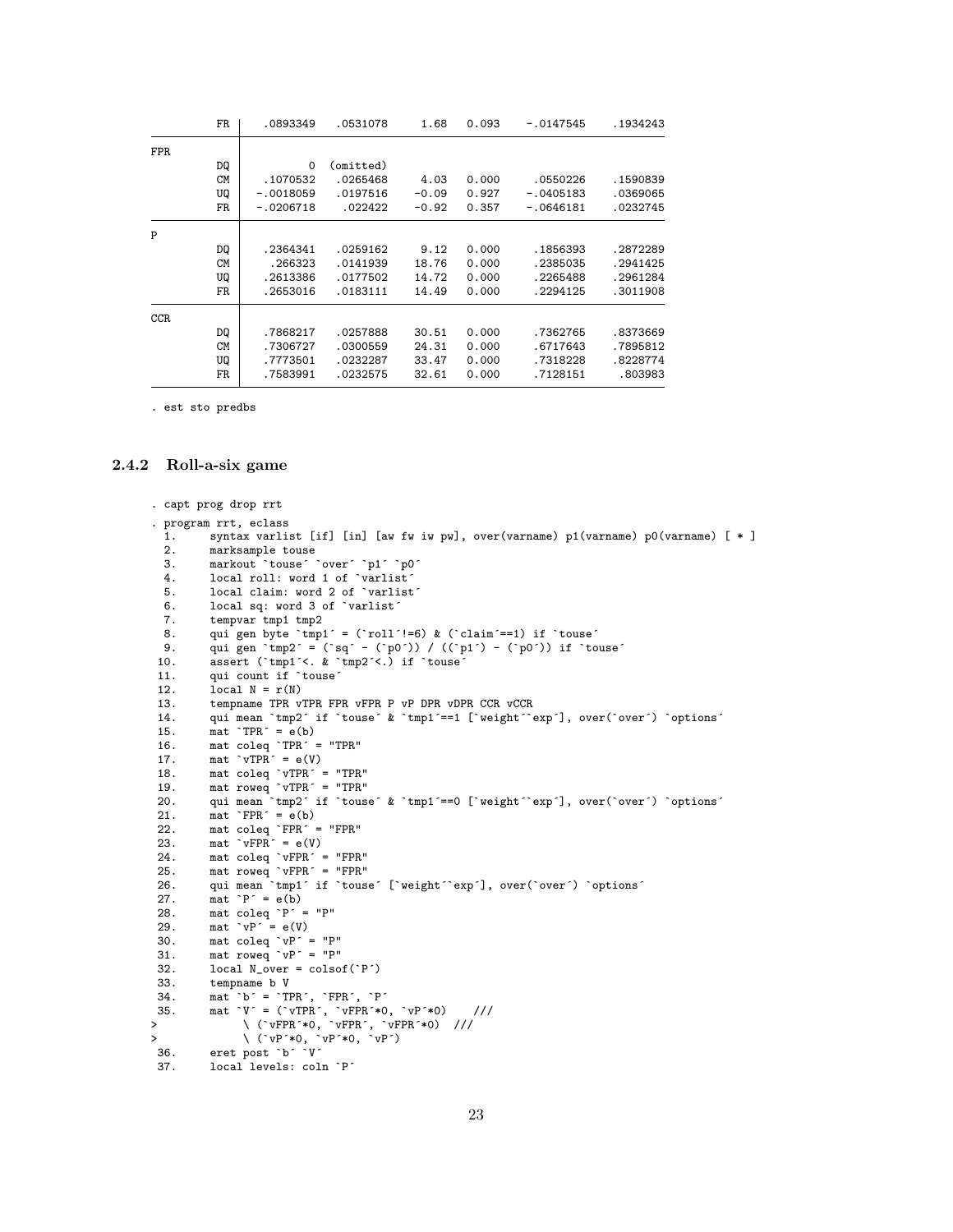```
          FR |   .0893349   .0531078     1.68   0.093    -.0147545    .1934243
-------------+----------------------------------------------------------------
FPR          |
          DQ |          0  (omitted)
          CM |   .1070532   .0265468     4.03   0.000     .0550226    .1590839
          UQ |  -.0018059   .0197516    -0.09   0.927    -.0405183    .0369065
          FR |  -.0206718    .022422    -0.92   0.357    -.0646181    .0232745
-------------+----------------------------------------------------------------
P            |
          DQ |   .2364341   .0259162     9.12   0.000     .1856393    .2872289
          CM |    .266323   .0141939    18.76   0.000     .2385035    .2941425
          UQ |   .2613386   .0177502    14.72   0.000     .2265488    .2961284
          FR |   .2653016   .0183111    14.49   0.000     .2294125    .3011908
-------------+----------------------------------------------------------------
CCR          |
          DQ |   .7868217   .0257888    30.51   0.000     .7362765    .8373669
          CM |   .7306727   .0300559    24.31   0.000     .6717643    .7895812
          UQ |   .7773501   .0232287    33.47   0.000     .7318228    .8228774
          FR |   .7583991   .0232575    32.61   0.000     .7128151     .803983
------------------------------------------------------------------------------

. est sto predbs
```

### 2.4.2 Roll-a-six game

```
. capt prog drop rrt
. program rrt, eclass
  1.     syntax varlist [if] [in] [aw fw iw pw], over(varname) p1(varname) p0(varname) [ * ]
  2.     marksample touse
  3.     markout `touse' `over' `p1' `p0'
  4.     local roll: word 1 of `varlist'
  5.     local claim: word 2 of `varlist'
  6.     local sq: word 3 of `varlist'
  7.     tempvar tmp1 tmp2
  8.     qui gen byte `tmp1' = (`roll'!=6) & (`claim'==1) if `touse'
  9.     qui gen `tmp2' = (`sq' - (`p0')) / ((`p1') - (`p0')) if `touse'
 10.     assert (`tmp1'<. & `tmp2'<.) if `touse'
 11.     qui count if `touse'
 12.     local N = r(N)
 13.     tempname TPR vTPR FPR vFPR P vP DPR vDPR CCR vCCR
 14.     qui mean `tmp2' if `touse' & `tmp1'==1 [`weight'`exp'], over(`over') `options'
 15.     mat `TPR' = e(b)
 16.     mat coleq `TPR' = "TPR"
 17.     mat `vTPR' = e(V)
 18.     mat coleq `vTPR' = "TPR"
 19.     mat roweq `vTPR' = "TPR"
 20.     qui mean `tmp2' if `touse' & `tmp1'==0 [`weight'`exp'], over(`over') `options'
 21.     mat `FPR' = e(b)
 22.     mat coleq `FPR' = "FPR"
 23.     mat `vFPR' = e(V)
 24.     mat coleq `vFPR' = "FPR"
 25.     mat roweq `vFPR' = "FPR"
 26.     qui mean `tmp1' if `touse' [`weight'`exp'], over(`over') `options'
 27.     mat `P' = e(b)
 28.     mat coleq `P' = "P"
 29.     mat `vP' = e(V)
 30.     mat coleq `vP' = "P"
 31.     mat roweq `vP' = "P"
 32.     local N_over = colsof(`P')
 33.     tempname b V
 34.     mat `b' = `TPR', `FPR', `P'
 35.     mat `V' = (`vTPR', `vFPR'*0, `vP'*0)    ///
>            \ (`vFPR'*0, `vFPR', `vFPR'*0)  ///
>            \ (`vP'*0, `vP'*0, `vP')
 36.     eret post `b' `V'
 37.     local levels: coln `P'
```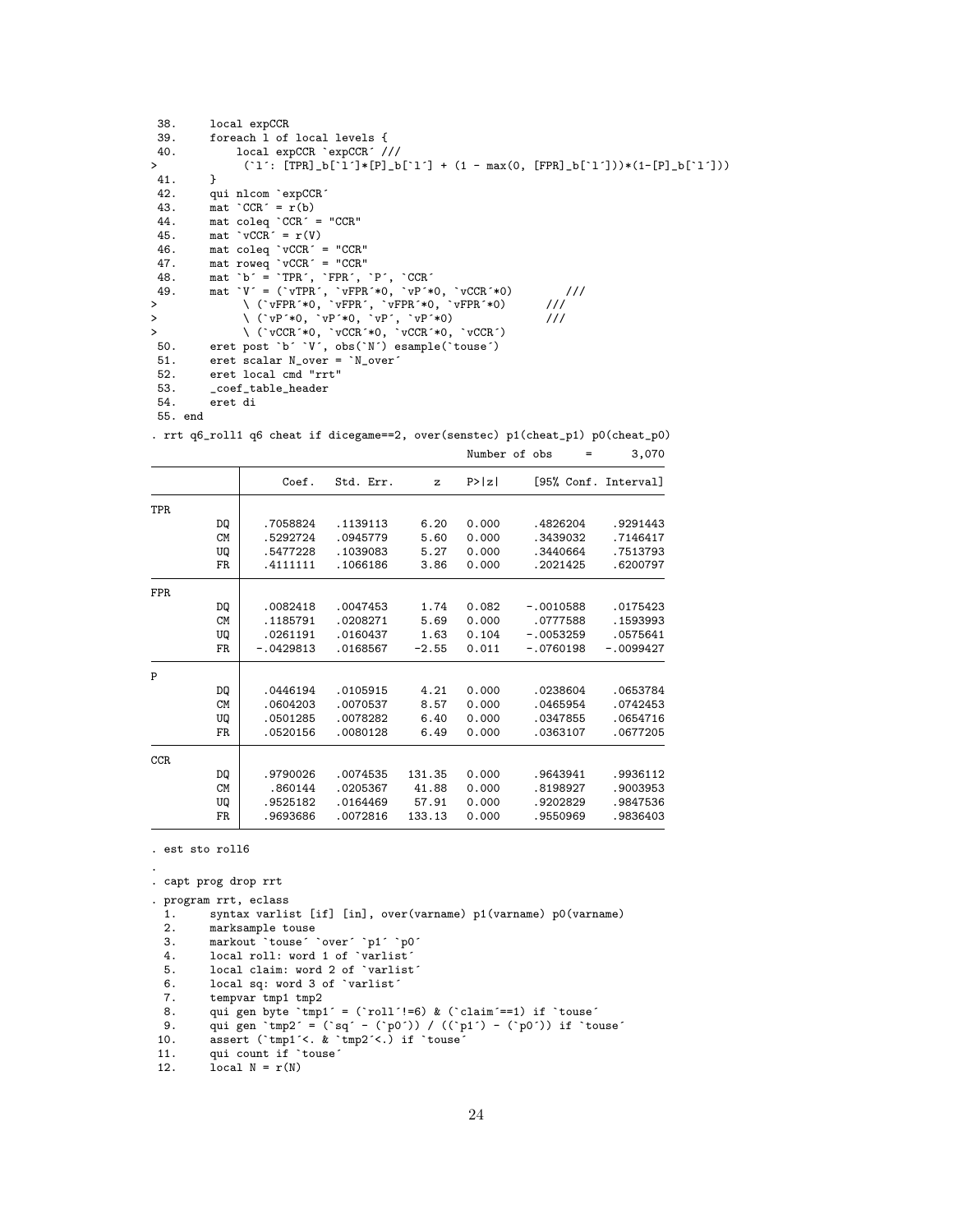```
 38.     local expCCR
 39.     foreach l of local levels {
 40.         local expCCR `expCCR´ ///
>            (`l´: [TPR]_b[`l´]*[P]_b[`l´] + (1 - max(0, [FPR]_b[`l´]))*(1-[P]_b[`l´]))
 41.     }
 42.     qui nlcom `expCCR´
 43.     mat `CCR´ = r(b)
 44.     mat coleq `CCR´ = "CCR"
 45.     mat `vCCR´ = r(V)
 46.     mat coleq `vCCR´ = "CCR"
 47.     mat roweq `vCCR´ = "CCR"
 48.     mat `b´ = `TPR´, `FPR´, `P´, `CCR´
 49.     mat `V´ = (`vTPR´, `vFPR´*0, `vP´*0, `vCCR´*0)        ///
>            \ (`vFPR´*0, `vFPR´, `vFPR´*0, `vFPR´*0)      ///
>            \ (`vP´*0, `vP´*0, `vP´, `vP´*0)              ///
>            \ (`vCCR´*0, `vCCR´*0, `vCCR´*0, `vCCR´)
 50.     eret post `b´ `V´, obs(`N´) esample(`touse´)
 51.     eret scalar N_over = `N_over´
 52.     eret local cmd "rrt"
 53.     _coef_table_header
 54.     eret di
 55. end

. rrt q6_roll1 q6 cheat if dicegame==2, over(senstec) p1(cheat_p1) p0(cheat_p0)

                                                Number of obs     =      3,070

------------------------------------------------------------------------------
             |      Coef.   Std. Err.      z    P>|z|     [95% Conf. Interval]
-------------+----------------------------------------------------------------
TPR          |
          DQ |   .7058824   .1139113     6.20   0.000     .4826204    .9291443
          CM |   .5292724   .0945779     5.60   0.000     .3439032    .7146417
          UQ |   .5477228   .1039083     5.27   0.000     .3440664    .7513793
          FR |   .4111111   .1066186     3.86   0.000     .2021425    .6200797
-------------+----------------------------------------------------------------
FPR          |
          DQ |   .0082418   .0047453     1.74   0.082    -.0010588    .0175423
          CM |   .1185791   .0208271     5.69   0.000     .0777588    .1593993
          UQ |   .0261191   .0160437     1.63   0.104    -.0053259    .0575641
          FR |  -.0429813   .0168567    -2.55   0.011    -.0760198   -.0099427
-------------+----------------------------------------------------------------
P            |
          DQ |   .0446194   .0105915     4.21   0.000     .0238604    .0653784
          CM |   .0604203   .0070537     8.57   0.000     .0465954    .0742453
          UQ |   .0501285   .0078282     6.40   0.000     .0347855    .0654716
          FR |   .0520156   .0080128     6.49   0.000     .0363107    .0677205
-------------+----------------------------------------------------------------
CCR          |
          DQ |   .9790026   .0074535   131.35   0.000     .9643941    .9936112
          CM |    .860144   .0205367    41.88   0.000     .8198927    .9003953
          UQ |   .9525182   .0164469    57.91   0.000     .9202829    .9847536
          FR |   .9693686   .0072816   133.13   0.000     .9550969    .9836403
------------------------------------------------------------------------------

. est sto roll6

.
. capt prog drop rrt

. program rrt, eclass
  1.     syntax varlist [if] [in], over(varname) p1(varname) p0(varname)
  2.     marksample touse
  3.     markout `touse´ `over´ `p1´ `p0´
  4.     local roll: word 1 of `varlist´
  5.     local claim: word 2 of `varlist´
  6.     local sq: word 3 of `varlist´
  7.     tempvar tmp1 tmp2
  8.     qui gen byte `tmp1´ = (`roll´!=6) & (`claim´==1) if `touse´
  9.     qui gen `tmp2´ = (`sq´ - (`p0´)) / ((`p1´) - (`p0´)) if `touse´
 10.     assert (`tmp1´<. & `tmp2´<.) if `touse´
 11.     qui count if `touse´
 12.     local N = r(N)
```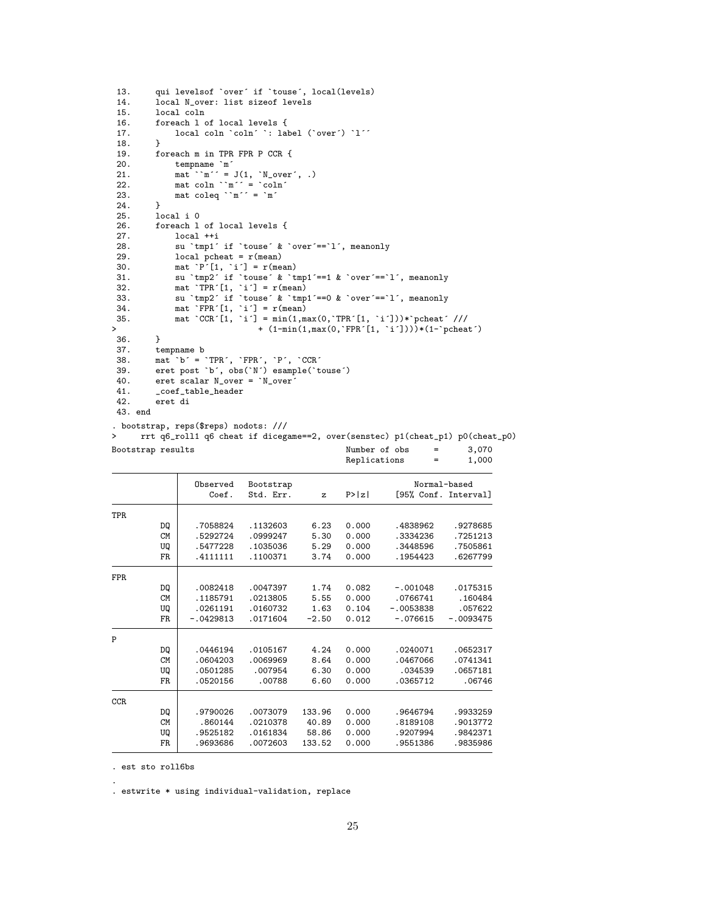```
 13.     qui levelsof `over´ if `touse´, local(levels)
 14.     local N_over: list sizeof levels
 15.     local coln
 16.     foreach l of local levels {
 17.         local coln `coln´ `: label (`over´) `l´´
 18.     }
 19.     foreach m in TPR FPR P CCR {
 20.         tempname `m´
 21.         mat ``m´´ = J(1, `N_over´, .)
 22.         mat coln ``m´´ = `coln´
 23.         mat coleq ``m´´ = `m´
 24.     }
 25.     local i 0
 26.     foreach l of local levels {
 27.         local ++i
 28.         su `tmp1´ if `touse´ & `over´==`l´, meanonly
 29.         local pcheat = r(mean)
 30.         mat `P´[1, `i´] = r(mean)
 31.         su `tmp2´ if `touse´ & `tmp1´==1 & `over´==`l´, meanonly
 32.         mat `TPR´[1, `i´] = r(mean)
 33.         su `tmp2´ if `touse´ & `tmp1´==0 & `over´==`l´, meanonly
 34.         mat `FPR´[1, `i´] = r(mean)
 35.         mat `CCR´[1, `i´] = min(1,max(0,`TPR´[1, `i´]))*`pcheat´ ///
>                          + (1-min(1,max(0,`FPR´[1, `i´])))*(1-`pcheat´)
 36.     }
 37.     tempname b
 38.     mat `b´ = `TPR´, `FPR´, `P´, `CCR´
 39.     eret post `b´, obs(`N´) esample(`touse´)
 40.     eret scalar N_over = `N_over´
 41.     _coef_table_header
 42.     eret di
 43. end

. bootstrap, reps($reps) nodots: ///
>     rrt q6_roll1 q6 cheat if dicegame==2, over(senstec) p1(cheat_p1) p0(cheat_p0)

Bootstrap results                               Number of obs     =      3,070
                                                Replications      =      1,000
```

| | Observed Coef. | Bootstrap Std. Err. | z | P>\|z\| | Normal-based [95% Conf. | Interval] |
|---|---|---|---|---|---|---|
| **TPR** | | | | | | |
| DQ | .7058824 | .1132603 | 6.23 | 0.000 | .4838962 | .9278685 |
| CM | .5292724 | .0999247 | 5.30 | 0.000 | .3334236 | .7251213 |
| UQ | .5477228 | .1035036 | 5.29 | 0.000 | .3448596 | .7505861 |
| FR | .4111111 | .1100371 | 3.74 | 0.000 | .1954423 | .6267799 |
| **FPR** | | | | | | |
| DQ | .0082418 | .0047397 | 1.74 | 0.082 | -.001048 | .0175315 |
| CM | .1185791 | .0213805 | 5.55 | 0.000 | .0766741 | .160484 |
| UQ | .0261191 | .0160732 | 1.63 | 0.104 | -.0053838 | .057622 |
| FR | -.0429813 | .0171604 | -2.50 | 0.012 | -.076615 | -.0093475 |
| **P** | | | | | | |
| DQ | .0446194 | .0105167 | 4.24 | 0.000 | .0240071 | .0652317 |
| CM | .0604203 | .0069969 | 8.64 | 0.000 | .0467066 | .0741341 |
| UQ | .0501285 | .007954 | 6.30 | 0.000 | .034539 | .0657181 |
| FR | .0520156 | .00788 | 6.60 | 0.000 | .0365712 | .06746 |
| **CCR** | | | | | | |
| DQ | .9790026 | .0073079 | 133.96 | 0.000 | .9646794 | .9933259 |
| CM | .860144 | .0210378 | 40.89 | 0.000 | .8189108 | .9013772 |
| UQ | .9525182 | .0161834 | 58.86 | 0.000 | .9207994 | .9842371 |
| FR | .9693686 | .0072603 | 133.52 | 0.000 | .9551386 | .9835986 |

```
. est sto roll6bs

.
. estwrite * using individual-validation, replace
```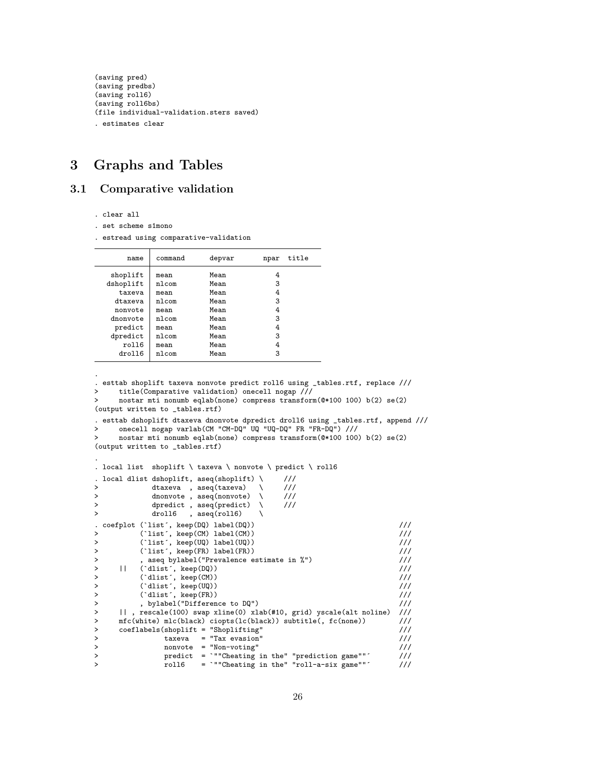```
(saving pred)
(saving predbs)
(saving roll6)
(saving roll6bs)
(file individual-validation.sters saved)
. estimates clear
```

# 3 Graphs and Tables

## 3.1 Comparative validation

```
. clear all
. set scheme s1mono
. estread using comparative-validation
```

| name | command | depvar | npar | title |
|---|---|---|---|---|
| shoplift | mean | Mean | 4 | |
| dshoplift | nlcom | Mean | 3 | |
| taxeva | mean | Mean | 4 | |
| dtaxeva | nlcom | Mean | 3 | |
| nonvote | mean | Mean | 4 | |
| dnonvote | nlcom | Mean | 3 | |
| predict | mean | Mean | 4 | |
| dpredict | nlcom | Mean | 3 | |
| roll6 | mean | Mean | 4 | |
| droll6 | nlcom | Mean | 3 | |

```
.
. esttab shoplift taxeva nonvote predict roll6 using _tables.rtf, replace ///
>     title(Comparative validation) onecell nogap ///
>     nostar mti nonumb eqlab(none) compress transform(@*100 100) b(2) se(2)
(output written to _tables.rtf)
. esttab dshoplift dtaxeva dnonvote dpredict droll6 using _tables.rtf, append ///
>     onecell nogap varlab(CM "CM-DQ" UQ "UQ-DQ" FR "FR-DQ") ///
>     nostar mti nonumb eqlab(none) compress transform(@*100 100) b(2) se(2)
(output written to _tables.rtf)
.
. local list  shoplift \ taxeva \ nonvote \ predict \ roll6
. local dlist dshoplift, aseq(shoplift) \     ///
>             dtaxeva  , aseq(taxeva)   \     ///
>             dnonvote , aseq(nonvote)  \     ///
>             dpredict , aseq(predict)  \     ///
>             droll6   , aseq(roll6)    \
. coefplot (`list´, keep(DQ) label(DQ))                                    ///
>          (`list´, keep(CM) label(CM))                                    ///
>          (`list´, keep(UQ) label(UQ))                                    ///
>          (`list´, keep(FR) label(FR))                                    ///
>          , aseq bylabel("Prevalence estimate in %")                      ///
>     ||   (`dlist´, keep(DQ))                                             ///
>          (`dlist´, keep(CM))                                             ///
>          (`dlist´, keep(UQ))                                             ///
>          (`dlist´, keep(FR))                                             ///
>          , bylabel("Difference to DQ")                                   ///
>     || , rescale(100) swap xline(0) xlab(#10, grid) yscale(alt noline)  ///
>     mfc(white) mlc(black) ciopts(lc(black)) subtitle(, fc(none))        ///
>     coeflabels(shoplift = "Shoplifting"                                 ///
>                taxeva   = "Tax evasion"                                 ///
>                nonvote  = "Non-voting"                                  ///
>                predict  = `""Cheating in the" "prediction game""´       ///
>                roll6    = `""Cheating in the" "roll-a-six game""´       ///
```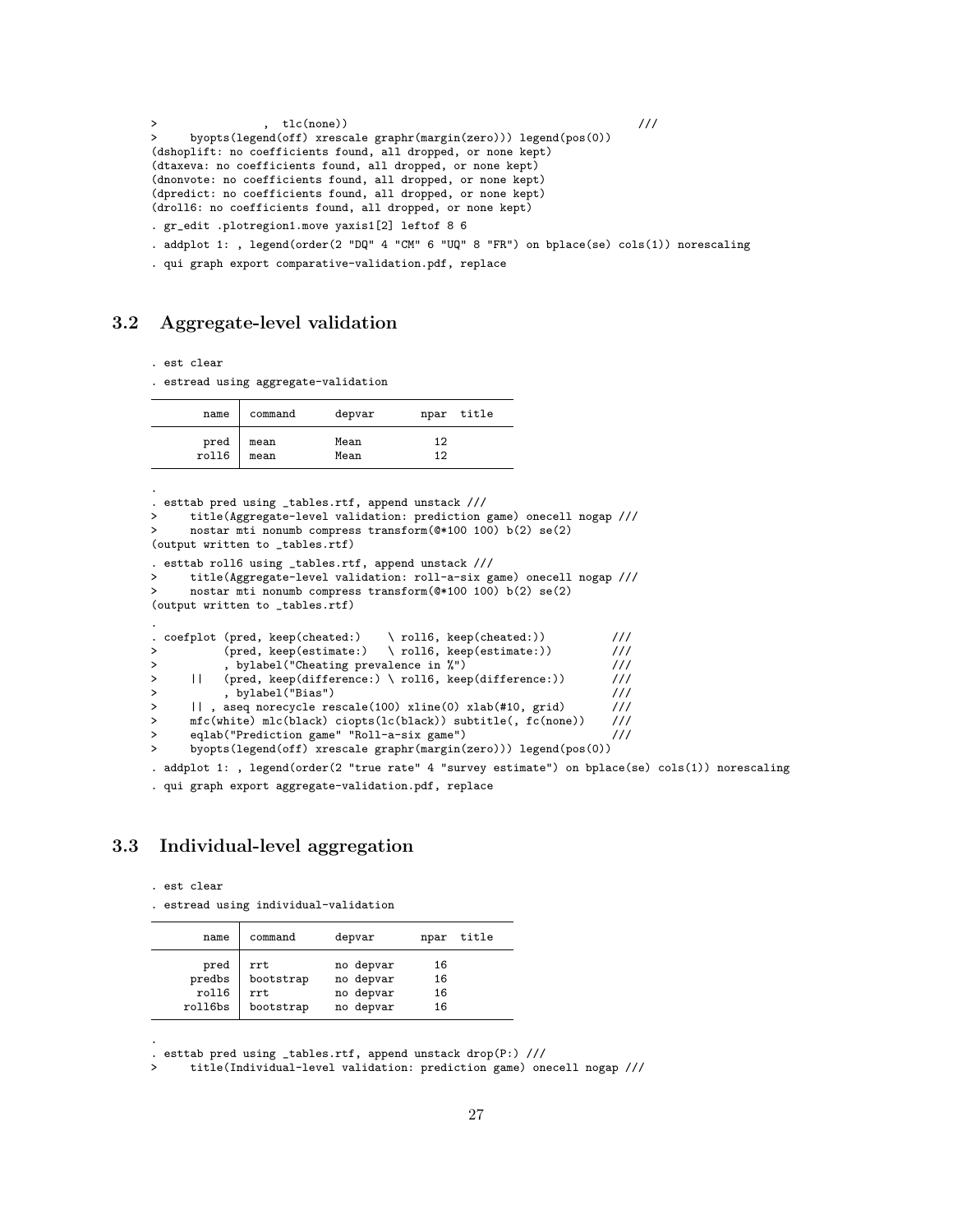```
>               ,  tlc(none))                                           ///
>     byopts(legend(off) xrescale graphr(margin(zero))) legend(pos(0))
(dshoplift: no coefficients found, all dropped, or none kept)
(dtaxeva: no coefficients found, all dropped, or none kept)
(dnonvote: no coefficients found, all dropped, or none kept)
(dpredict: no coefficients found, all dropped, or none kept)
(droll6: no coefficients found, all dropped, or none kept)
. gr_edit .plotregion1.move yaxis1[2] leftof 8 6
. addplot 1: , legend(order(2 "DQ" 4 "CM" 6 "UQ" 8 "FR") on bplace(se) cols(1)) norescaling
. qui graph export comparative-validation.pdf, replace
```

## 3.2 Aggregate-level validation

```
. est clear
. estread using aggregate-validation
```

| name | command | depvar | npar | title |
|---|---|---|---|---|
| pred | mean | Mean | 12 | |
| roll6 | mean | Mean | 12 | |

```
.
. esttab pred using _tables.rtf, append unstack ///
>     title(Aggregate-level validation: prediction game) onecell nogap ///
>     nostar mti nonumb compress transform(@*100 100) b(2) se(2)
(output written to _tables.rtf)
. esttab roll6 using _tables.rtf, append unstack ///
>     title(Aggregate-level validation: roll-a-six game) onecell nogap ///
>     nostar mti nonumb compress transform(@*100 100) b(2) se(2)
(output written to _tables.rtf)
.
. coefplot (pred, keep(cheated:)    \ roll6, keep(cheated:))          ///
>          (pred, keep(estimate:)   \ roll6, keep(estimate:))         ///
>          , bylabel("Cheating prevalence in %")                      ///
>     ||   (pred, keep(difference:) \ roll6, keep(difference:))       ///
>          , bylabel("Bias")                                          ///
>     || , aseq norecycle rescale(100) xline(0) xlab(#10, grid)       ///
>     mfc(white) mlc(black) ciopts(lc(black)) subtitle(, fc(none))    ///
>     eqlab("Prediction game" "Roll-a-six game")                      ///
>     byopts(legend(off) xrescale graphr(margin(zero))) legend(pos(0))
. addplot 1: , legend(order(2 "true rate" 4 "survey estimate") on bplace(se) cols(1)) norescaling
. qui graph export aggregate-validation.pdf, replace
```

## 3.3 Individual-level aggregation

```
. est clear
. estread using individual-validation
```

| name | command | depvar | npar | title |
|---|---|---|---|---|
| pred | rrt | no depvar | 16 | |
| predbs | bootstrap | no depvar | 16 | |
| roll6 | rrt | no depvar | 16 | |
| roll6bs | bootstrap | no depvar | 16 | |

```
.
. esttab pred using _tables.rtf, append unstack drop(P:) ///
>     title(Individual-level validation: prediction game) onecell nogap ///
```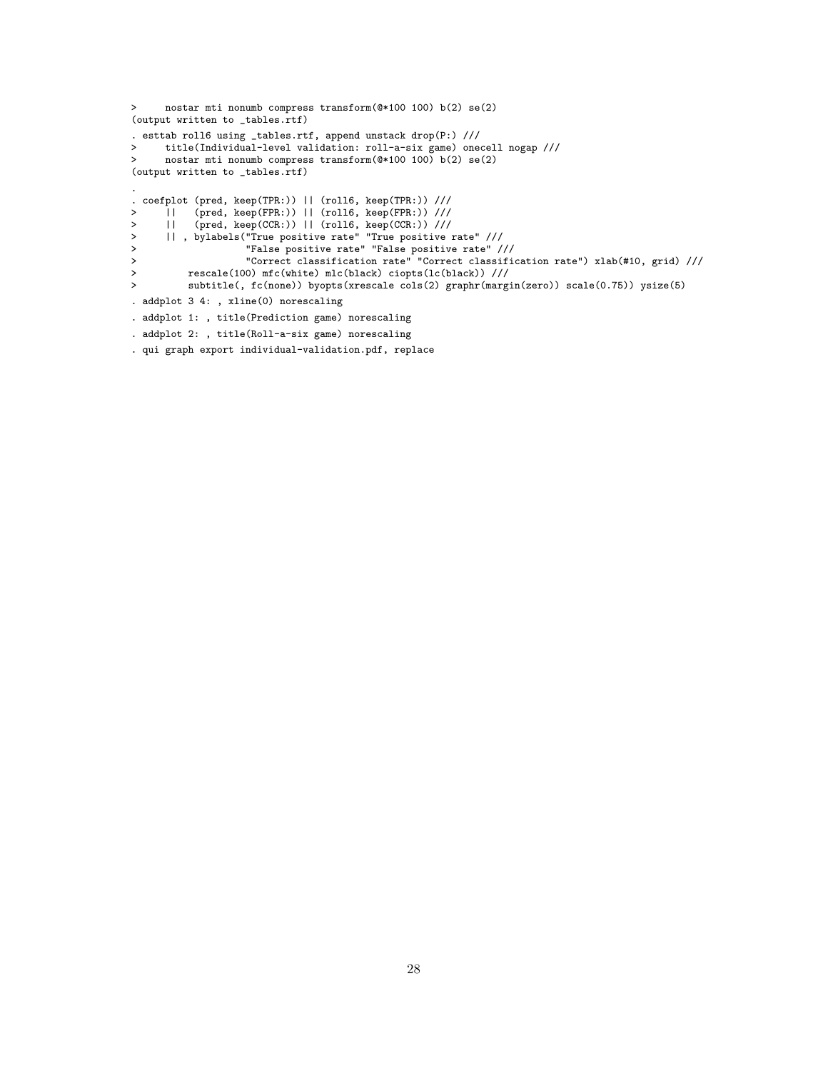```
>     nostar mti nonumb compress transform(@*100 100) b(2) se(2)
(output written to _tables.rtf)
. esttab roll6 using _tables.rtf, append unstack drop(P:) ///
>     title(Individual-level validation: roll-a-six game) onecell nogap ///
>     nostar mti nonumb compress transform(@*100 100) b(2) se(2)
(output written to _tables.rtf)

.
. coefplot (pred, keep(TPR:)) || (roll6, keep(TPR:)) ///
>     ||   (pred, keep(FPR:)) || (roll6, keep(FPR:)) ///
>     ||   (pred, keep(CCR:)) || (roll6, keep(CCR:)) ///
>     || , bylabels("True positive rate" "True positive rate" ///
>                   "False positive rate" "False positive rate" ///
>                   "Correct classification rate" "Correct classification rate") xlab(#10, grid) ///
>         rescale(100) mfc(white) mlc(black) ciopts(lc(black)) ///
>         subtitle(, fc(none)) byopts(xrescale cols(2) graphr(margin(zero)) scale(0.75)) ysize(5)
. addplot 3 4: , xline(0) norescaling
. addplot 1: , title(Prediction game) norescaling
. addplot 2: , title(Roll-a-six game) norescaling
. qui graph export individual-validation.pdf, replace
```